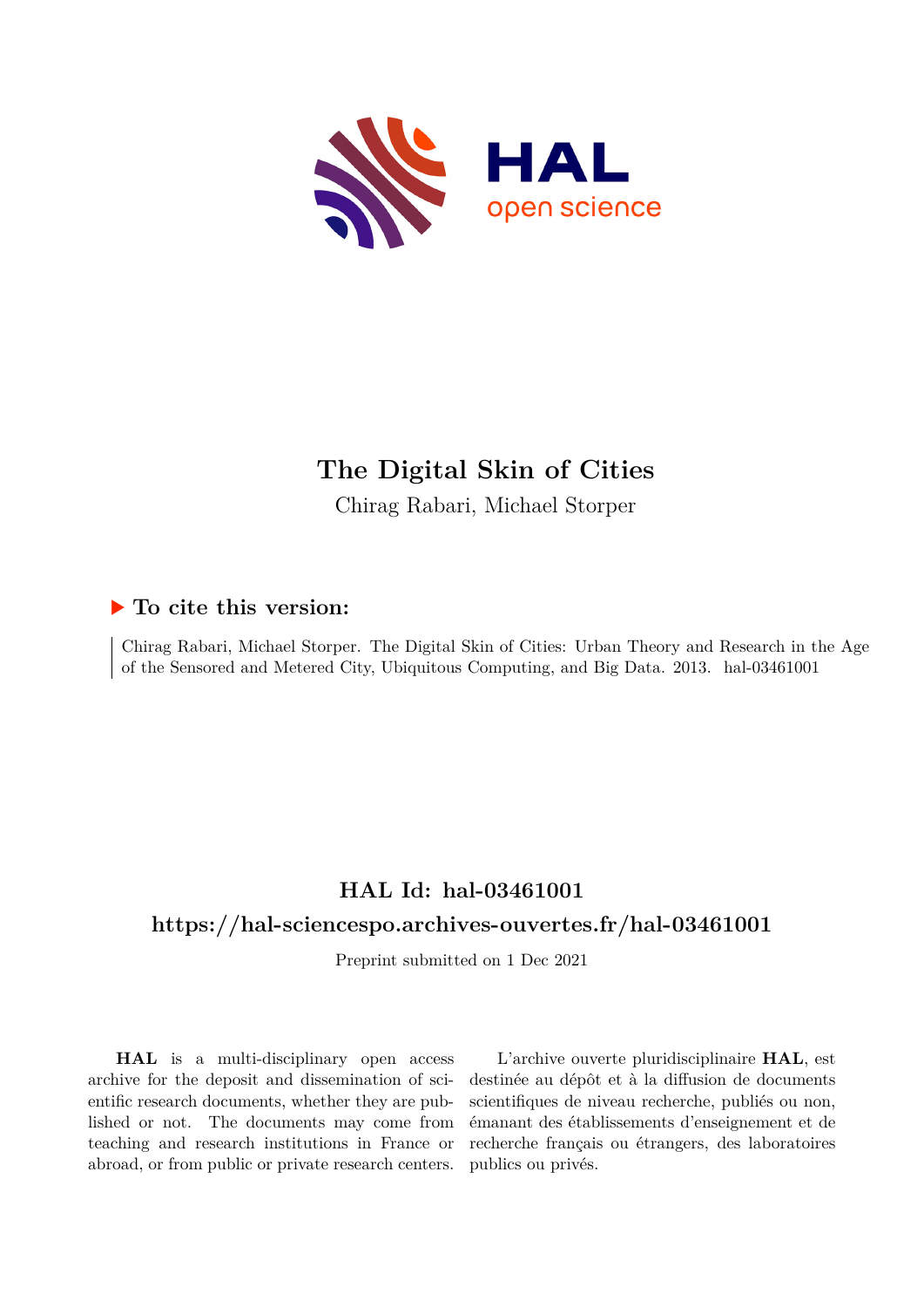# The Digital Skin of Cities

Chirag Rabari, Michael Storper

## ▶ To cite this version:

Chirag Rabari, Michael Storper. The Digital Skin of Cities: Urban Theory and Research in the Age of the Sensored and Metered City, Ubiquitous Computing, and Big Data. 2013. hal-03461001

## HAL Id: hal-03461001

## https://hal-sciencespo.archives-ouvertes.fr/hal-03461001

Preprint submitted on 1 Dec 2021

**HAL** is a multi-disciplinary open access archive for the deposit and dissemination of scientific research documents, whether they are published or not. The documents may come from teaching and research institutions in France or abroad, or from public or private research centers.

L'archive ouverte pluridisciplinaire **HAL**, est destinée au dépôt et à la diffusion de documents scientifiques de niveau recherche, publiés ou non, émanant des établissements d'enseignement et de recherche français ou étrangers, des laboratoires publics ou privés.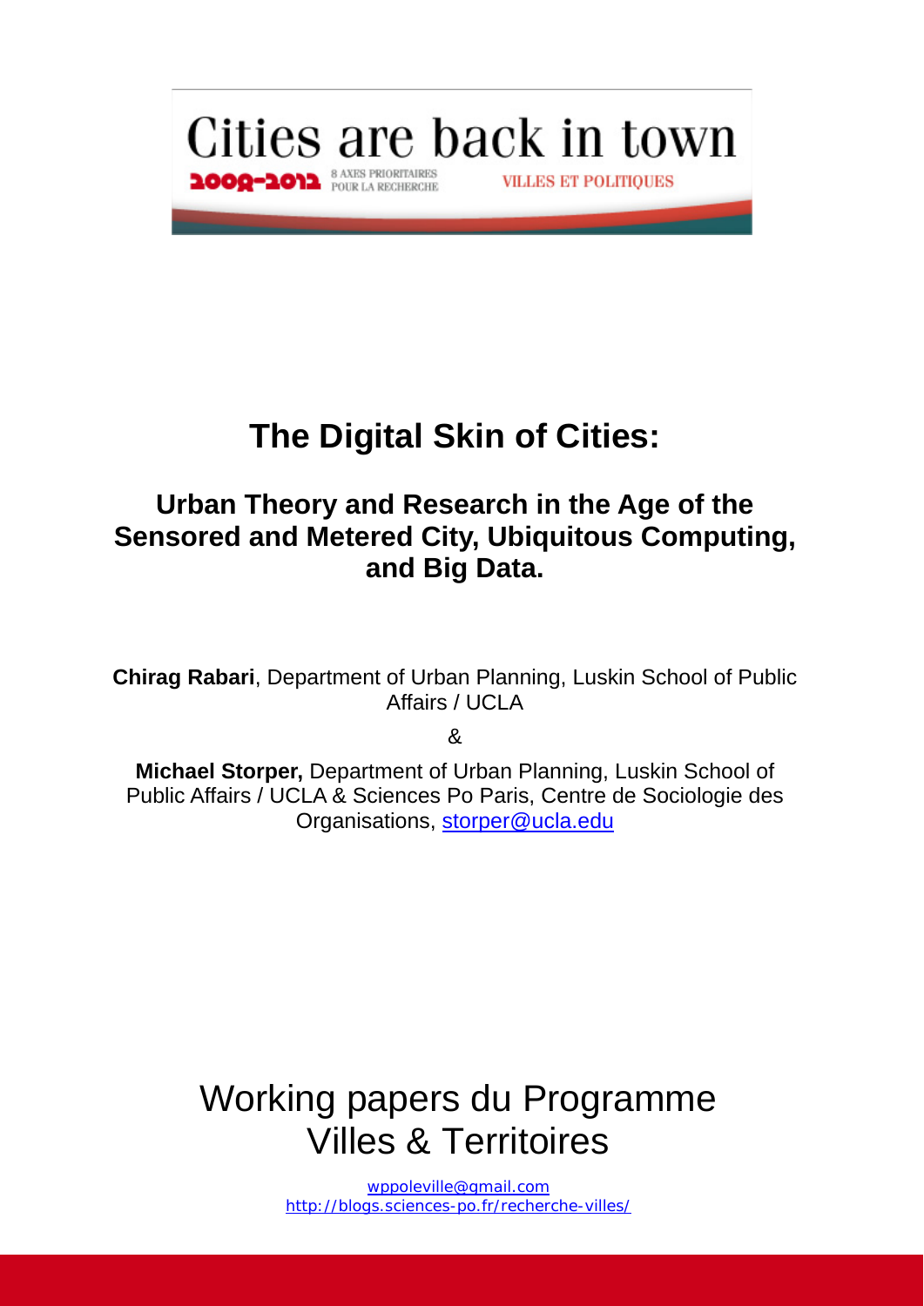Cities are back in town

2009-2012 8 AXES PRIORITAIRES POUR LA RECHERCHE

VILLES ET POLITIQUES

# The Digital Skin of Cities:

## Urban Theory and Research in the Age of the Sensored and Metered City, Ubiquitous Computing, and Big Data.

**Chirag Rabari**, Department of Urban Planning, Luskin School of Public Affairs / UCLA

&

**Michael Storper,** Department of Urban Planning, Luskin School of Public Affairs / UCLA & Sciences Po Paris, Centre de Sociologie des Organisations, storper@ucla.edu

Working papers du Programme Villes & Territoires

wppoleville@gmail.com
http://blogs.sciences-po.fr/recherche-villes/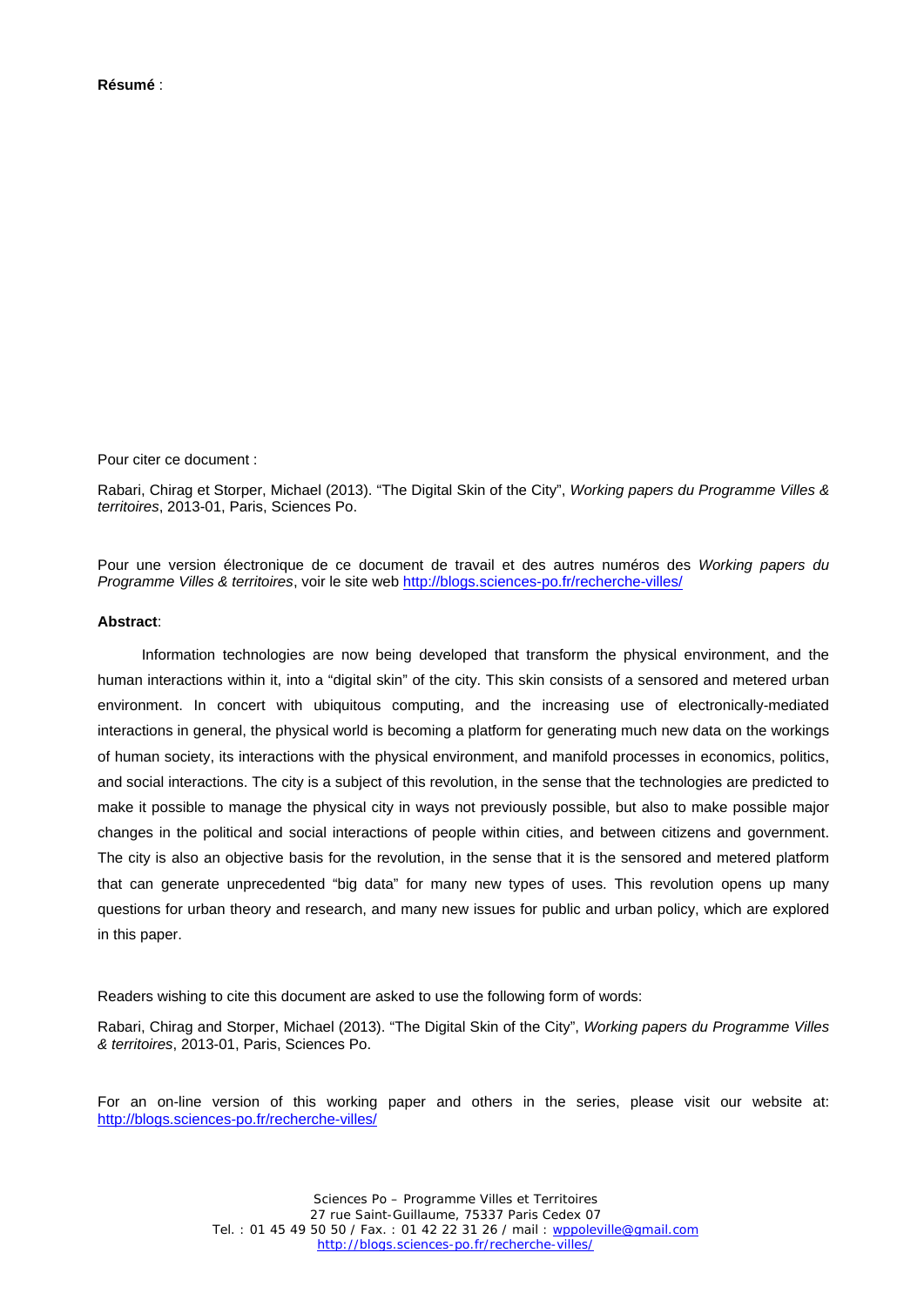**Résumé** :

Pour citer ce document :

Rabari, Chirag et Storper, Michael (2013). "The Digital Skin of the City", *Working papers du Programme Villes & territoires*, 2013-01, Paris, Sciences Po.

Pour une version électronique de ce document de travail et des autres numéros des *Working papers du Programme Villes & territoires*, voir le site web http://blogs.sciences-po.fr/recherche-villes/

**Abstract**:

Information technologies are now being developed that transform the physical environment, and the human interactions within it, into a "digital skin" of the city. This skin consists of a sensored and metered urban environment. In concert with ubiquitous computing, and the increasing use of electronically-mediated interactions in general, the physical world is becoming a platform for generating much new data on the workings of human society, its interactions with the physical environment, and manifold processes in economics, politics, and social interactions. The city is a subject of this revolution, in the sense that the technologies are predicted to make it possible to manage the physical city in ways not previously possible, but also to make possible major changes in the political and social interactions of people within cities, and between citizens and government. The city is also an objective basis for the revolution, in the sense that it is the sensored and metered platform that can generate unprecedented "big data" for many new types of uses. This revolution opens up many questions for urban theory and research, and many new issues for public and urban policy, which are explored in this paper.

Readers wishing to cite this document are asked to use the following form of words:

Rabari, Chirag and Storper, Michael (2013). "The Digital Skin of the City", *Working papers du Programme Villes & territoires*, 2013-01, Paris, Sciences Po.

For an on-line version of this working paper and others in the series, please visit our website at: http://blogs.sciences-po.fr/recherche-villes/

Sciences Po – Programme Villes et Territoires
27 rue Saint-Guillaume, 75337 Paris Cedex 07
Tel. : 01 45 49 50 50 / Fax. : 01 42 22 31 26 / mail : wppoleville@gmail.com
http://blogs.sciences-po.fr/recherche-villes/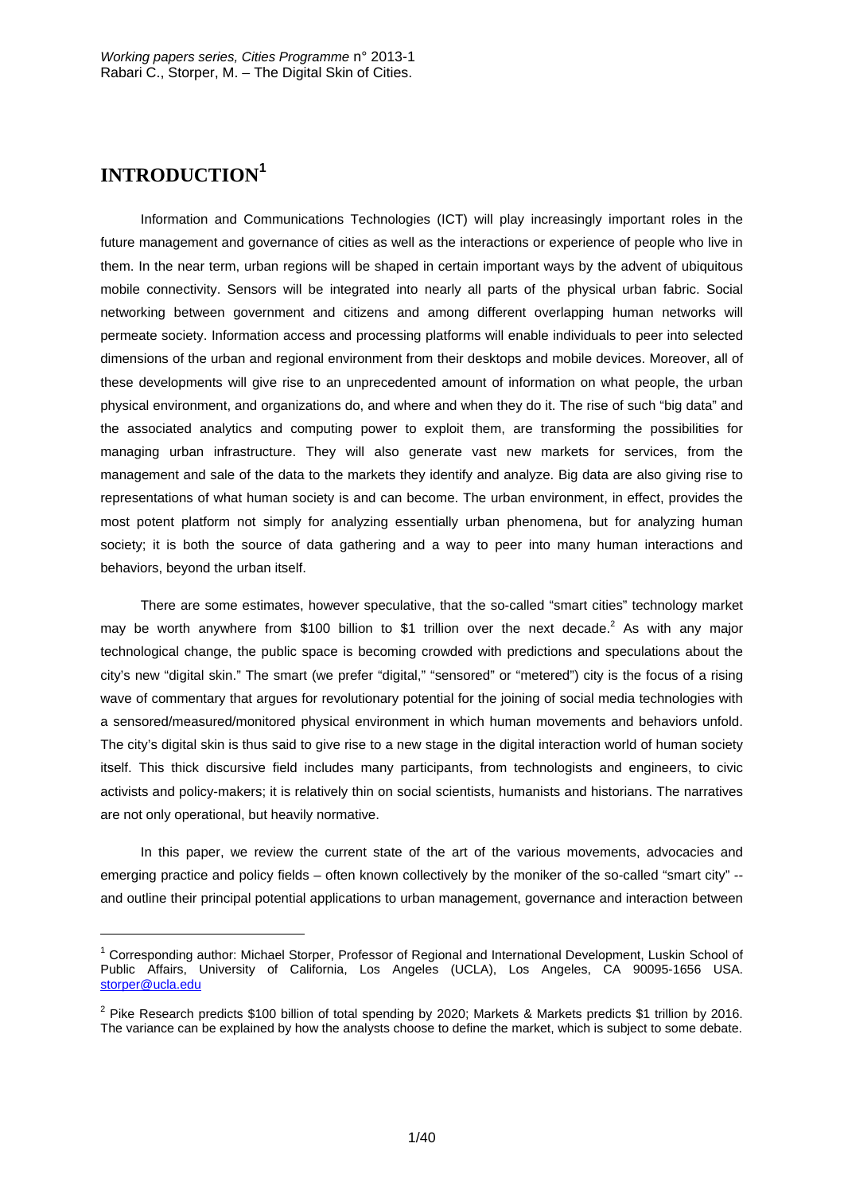# INTRODUCTION[1]

Information and Communications Technologies (ICT) will play increasingly important roles in the future management and governance of cities as well as the interactions or experience of people who live in them. In the near term, urban regions will be shaped in certain important ways by the advent of ubiquitous mobile connectivity. Sensors will be integrated into nearly all parts of the physical urban fabric. Social networking between government and citizens and among different overlapping human networks will permeate society. Information access and processing platforms will enable individuals to peer into selected dimensions of the urban and regional environment from their desktops and mobile devices. Moreover, all of these developments will give rise to an unprecedented amount of information on what people, the urban physical environment, and organizations do, and where and when they do it. The rise of such "big data" and the associated analytics and computing power to exploit them, are transforming the possibilities for managing urban infrastructure. They will also generate vast new markets for services, from the management and sale of the data to the markets they identify and analyze. Big data are also giving rise to representations of what human society is and can become. The urban environment, in effect, provides the most potent platform not simply for analyzing essentially urban phenomena, but for analyzing human society; it is both the source of data gathering and a way to peer into many human interactions and behaviors, beyond the urban itself.

There are some estimates, however speculative, that the so-called "smart cities" technology market may be worth anywhere from \$100 billion to \$1 trillion over the next decade.[2] As with any major technological change, the public space is becoming crowded with predictions and speculations about the city's new "digital skin." The smart (we prefer "digital," "sensored" or "metered") city is the focus of a rising wave of commentary that argues for revolutionary potential for the joining of social media technologies with a sensored/measured/monitored physical environment in which human movements and behaviors unfold. The city's digital skin is thus said to give rise to a new stage in the digital interaction world of human society itself. This thick discursive field includes many participants, from technologists and engineers, to civic activists and policy-makers; it is relatively thin on social scientists, humanists and historians. The narratives are not only operational, but heavily normative.

In this paper, we review the current state of the art of the various movements, advocacies and emerging practice and policy fields – often known collectively by the moniker of the so-called "smart city" -- and outline their principal potential applications to urban management, governance and interaction between

---

[1] Corresponding author: Michael Storper, Professor of Regional and International Development, Luskin School of Public Affairs, University of California, Los Angeles (UCLA), Los Angeles, CA 90095-1656 USA. storper@ucla.edu

[2] Pike Research predicts \$100 billion of total spending by 2020; Markets & Markets predicts \$1 trillion by 2016. The variance can be explained by how the analysts choose to define the market, which is subject to some debate.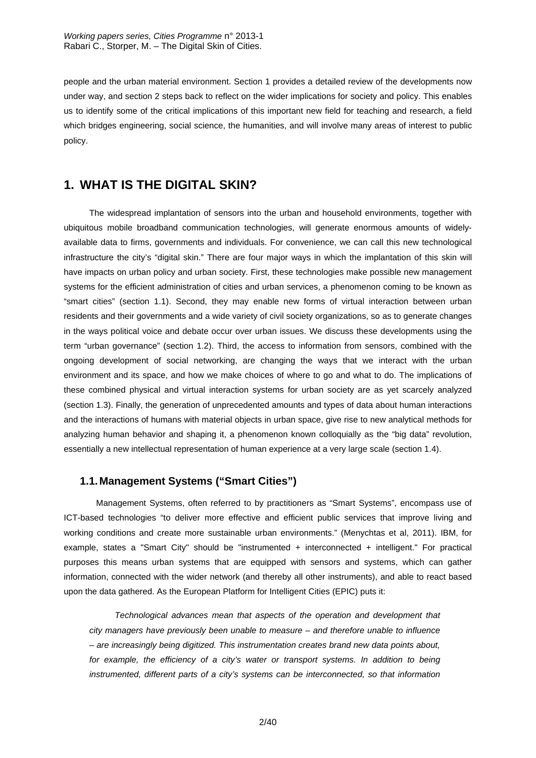people and the urban material environment. Section 1 provides a detailed review of the developments now under way, and section 2 steps back to reflect on the wider implications for society and policy. This enables us to identify some of the critical implications of this important new field for teaching and research, a field which bridges engineering, social science, the humanities, and will involve many areas of interest to public policy.

# 1. WHAT IS THE DIGITAL SKIN?

The widespread implantation of sensors into the urban and household environments, together with ubiquitous mobile broadband communication technologies, will generate enormous amounts of widely-available data to firms, governments and individuals. For convenience, we can call this new technological infrastructure the city's "digital skin." There are four major ways in which the implantation of this skin will have impacts on urban policy and urban society. First, these technologies make possible new management systems for the efficient administration of cities and urban services, a phenomenon coming to be known as "smart cities" (section 1.1). Second, they may enable new forms of virtual interaction between urban residents and their governments and a wide variety of civil society organizations, so as to generate changes in the ways political voice and debate occur over urban issues. We discuss these developments using the term "urban governance" (section 1.2). Third, the access to information from sensors, combined with the ongoing development of social networking, are changing the ways that we interact with the urban environment and its space, and how we make choices of where to go and what to do. The implications of these combined physical and virtual interaction systems for urban society are as yet scarcely analyzed (section 1.3). Finally, the generation of unprecedented amounts and types of data about human interactions and the interactions of humans with material objects in urban space, give rise to new analytical methods for analyzing human behavior and shaping it, a phenomenon known colloquially as the "big data" revolution, essentially a new intellectual representation of human experience at a very large scale (section 1.4).

## 1.1. Management Systems ("Smart Cities")

Management Systems, often referred to by practitioners as "Smart Systems", encompass use of ICT-based technologies "to deliver more effective and efficient public services that improve living and working conditions and create more sustainable urban environments." (Menychtas et al, 2011). IBM, for example, states a "Smart City" should be "instrumented + interconnected + intelligent." For practical purposes this means urban systems that are equipped with sensors and systems, which can gather information, connected with the wider network (and thereby all other instruments), and able to react based upon the data gathered. As the European Platform for Intelligent Cities (EPIC) puts it:

> *Technological advances mean that aspects of the operation and development that city managers have previously been unable to measure – and therefore unable to influence – are increasingly being digitized. This instrumentation creates brand new data points about, for example, the efficiency of a city's water or transport systems. In addition to being instrumented, different parts of a city's systems can be interconnected, so that information*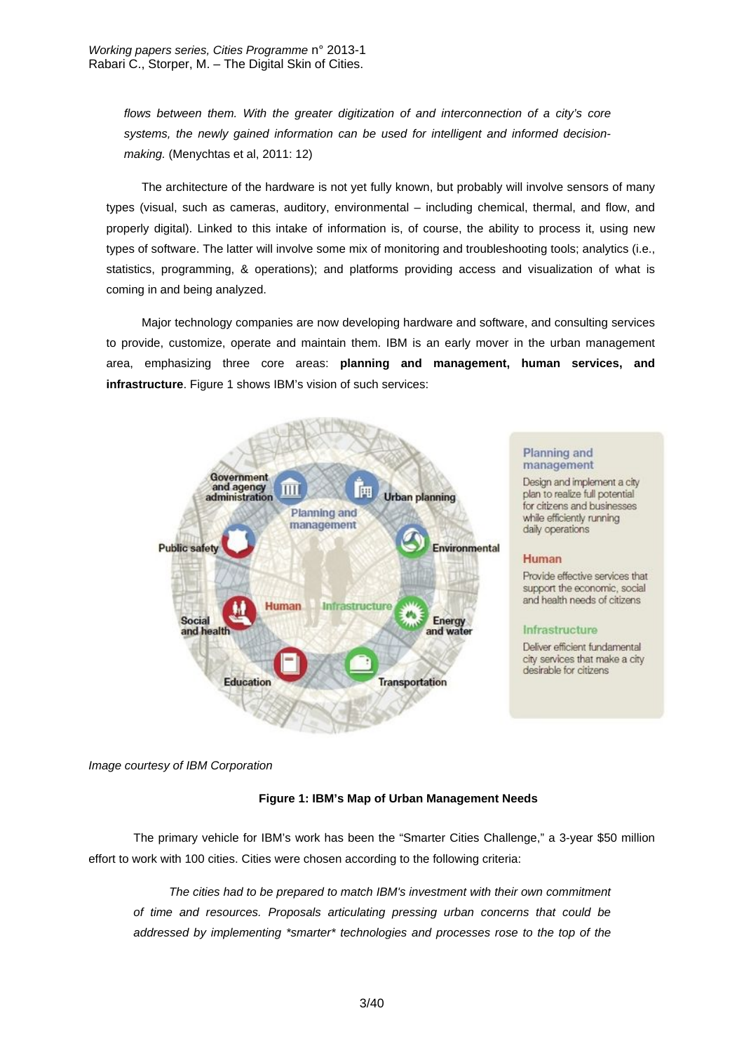*flows between them. With the greater digitization of and interconnection of a city's core systems, the newly gained information can be used for intelligent and informed decision-making.* (Menychtas et al, 2011: 12)

The architecture of the hardware is not yet fully known, but probably will involve sensors of many types (visual, such as cameras, auditory, environmental – including chemical, thermal, and flow, and properly digital). Linked to this intake of information is, of course, the ability to process it, using new types of software. The latter will involve some mix of monitoring and troubleshooting tools; analytics (i.e., statistics, programming, & operations); and platforms providing access and visualization of what is coming in and being analyzed.

Major technology companies are now developing hardware and software, and consulting services to provide, customize, operate and maintain them. IBM is an early mover in the urban management area, emphasizing three core areas: **planning and management, human services, and infrastructure**. Figure 1 shows IBM's vision of such services:

Planning and management

Design and implement a city plan to realize full potential for citizens and businesses while efficiently running daily operations

Human

Provide effective services that support the economic, social and health needs of citizens

Infrastructure

Deliver efficient fundamental city services that make a city desirable for citizens

*Image courtesy of IBM Corporation*

**Figure 1: IBM's Map of Urban Management Needs**

The primary vehicle for IBM's work has been the "Smarter Cities Challenge," a 3-year $50 million effort to work with 100 cities. Cities were chosen according to the following criteria:

*The cities had to be prepared to match IBM's investment with their own commitment of time and resources. Proposals articulating pressing urban concerns that could be addressed by implementing \*smarter\* technologies and processes rose to the top of the*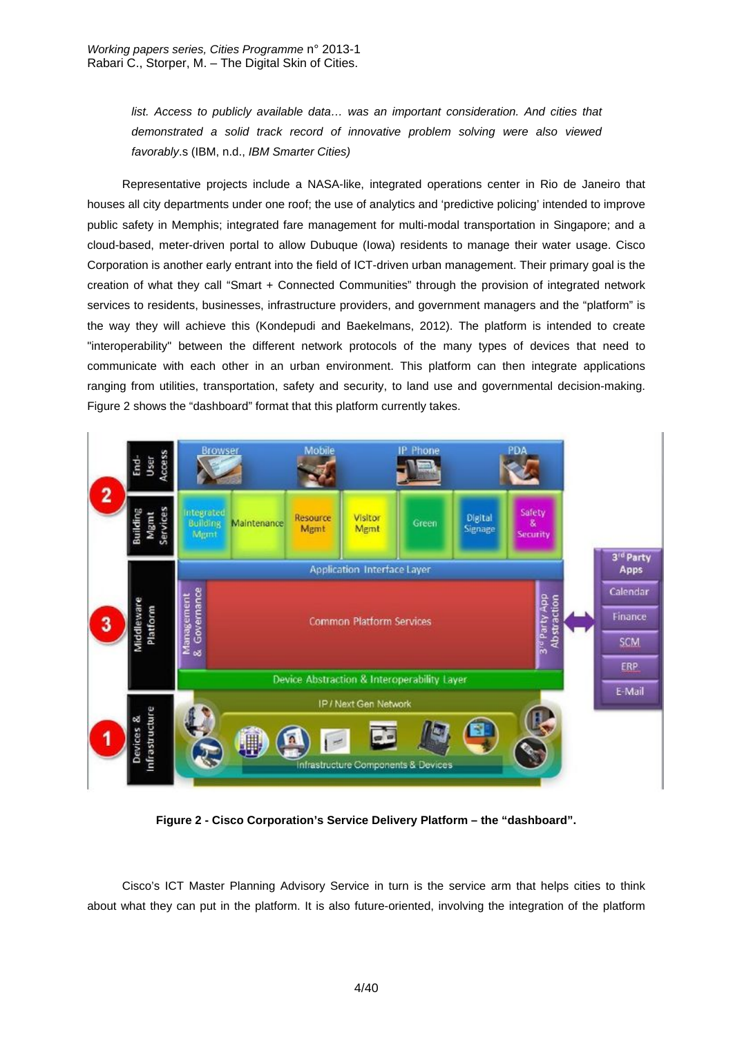*list. Access to publicly available data… was an important consideration. And cities that demonstrated a solid track record of innovative problem solving were also viewed favorably*.s (IBM, n.d., *IBM Smarter Cities)*

Representative projects include a NASA-like, integrated operations center in Rio de Janeiro that houses all city departments under one roof; the use of analytics and 'predictive policing' intended to improve public safety in Memphis; integrated fare management for multi-modal transportation in Singapore; and a cloud-based, meter-driven portal to allow Dubuque (Iowa) residents to manage their water usage. Cisco Corporation is another early entrant into the field of ICT-driven urban management. Their primary goal is the creation of what they call "Smart + Connected Communities" through the provision of integrated network services to residents, businesses, infrastructure providers, and government managers and the "platform" is the way they will achieve this (Kondepudi and Baekelmans, 2012). The platform is intended to create "interoperability" between the different network protocols of the many types of devices that need to communicate with each other in an urban environment. This platform can then integrate applications ranging from utilities, transportation, safety and security, to land use and governmental decision-making. Figure 2 shows the "dashboard" format that this platform currently takes.

**Figure 2 - Cisco Corporation's Service Delivery Platform – the "dashboard".**

Cisco's ICT Master Planning Advisory Service in turn is the service arm that helps cities to think about what they can put in the platform. It is also future-oriented, involving the integration of the platform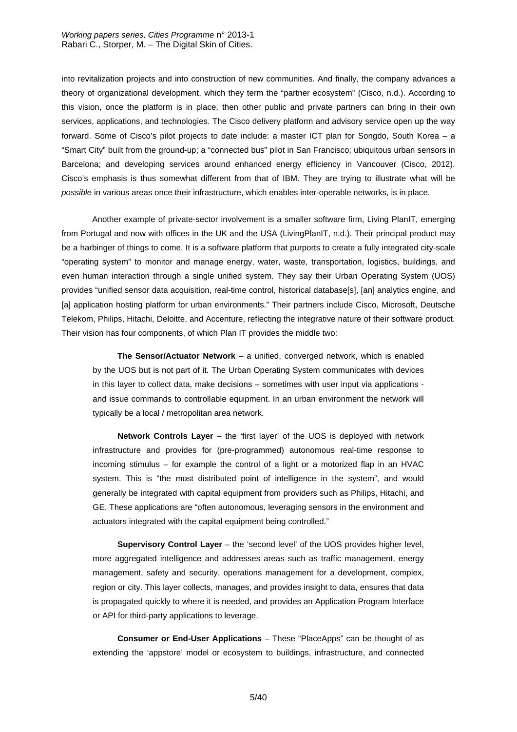into revitalization projects and into construction of new communities. And finally, the company advances a theory of organizational development, which they term the "partner ecosystem" (Cisco, n.d.). According to this vision, once the platform is in place, then other public and private partners can bring in their own services, applications, and technologies. The Cisco delivery platform and advisory service open up the way forward. Some of Cisco's pilot projects to date include: a master ICT plan for Songdo, South Korea – a "Smart City" built from the ground-up; a "connected bus" pilot in San Francisco; ubiquitous urban sensors in Barcelona; and developing services around enhanced energy efficiency in Vancouver (Cisco, 2012). Cisco's emphasis is thus somewhat different from that of IBM. They are trying to illustrate what will be *possible* in various areas once their infrastructure, which enables inter-operable networks, is in place.

Another example of private-sector involvement is a smaller software firm, Living PlanIT, emerging from Portugal and now with offices in the UK and the USA (LivingPlanIT, n.d.). Their principal product may be a harbinger of things to come. It is a software platform that purports to create a fully integrated city-scale "operating system" to monitor and manage energy, water, waste, transportation, logistics, buildings, and even human interaction through a single unified system. They say their Urban Operating System (UOS) provides "unified sensor data acquisition, real-time control, historical database[s], [an] analytics engine, and [a] application hosting platform for urban environments." Their partners include Cisco, Microsoft, Deutsche Telekom, Philips, Hitachi, Deloitte, and Accenture, reflecting the integrative nature of their software product. Their vision has four components, of which Plan IT provides the middle two:

> **The Sensor/Actuator Network** – a unified, converged network, which is enabled by the UOS but is not part of it. The Urban Operating System communicates with devices in this layer to collect data, make decisions – sometimes with user input via applications - and issue commands to controllable equipment. In an urban environment the network will typically be a local / metropolitan area network.
>
> **Network Controls Layer** – the 'first layer' of the UOS is deployed with network infrastructure and provides for (pre-programmed) autonomous real-time response to incoming stimulus – for example the control of a light or a motorized flap in an HVAC system. This is "the most distributed point of intelligence in the system", and would generally be integrated with capital equipment from providers such as Philips, Hitachi, and GE. These applications are "often autonomous, leveraging sensors in the environment and actuators integrated with the capital equipment being controlled."
>
> **Supervisory Control Layer** – the 'second level' of the UOS provides higher level, more aggregated intelligence and addresses areas such as traffic management, energy management, safety and security, operations management for a development, complex, region or city. This layer collects, manages, and provides insight to data, ensures that data is propagated quickly to where it is needed, and provides an Application Program Interface or API for third-party applications to leverage.
>
> **Consumer or End-User Applications** – These "PlaceApps" can be thought of as extending the 'appstore' model or ecosystem to buildings, infrastructure, and connected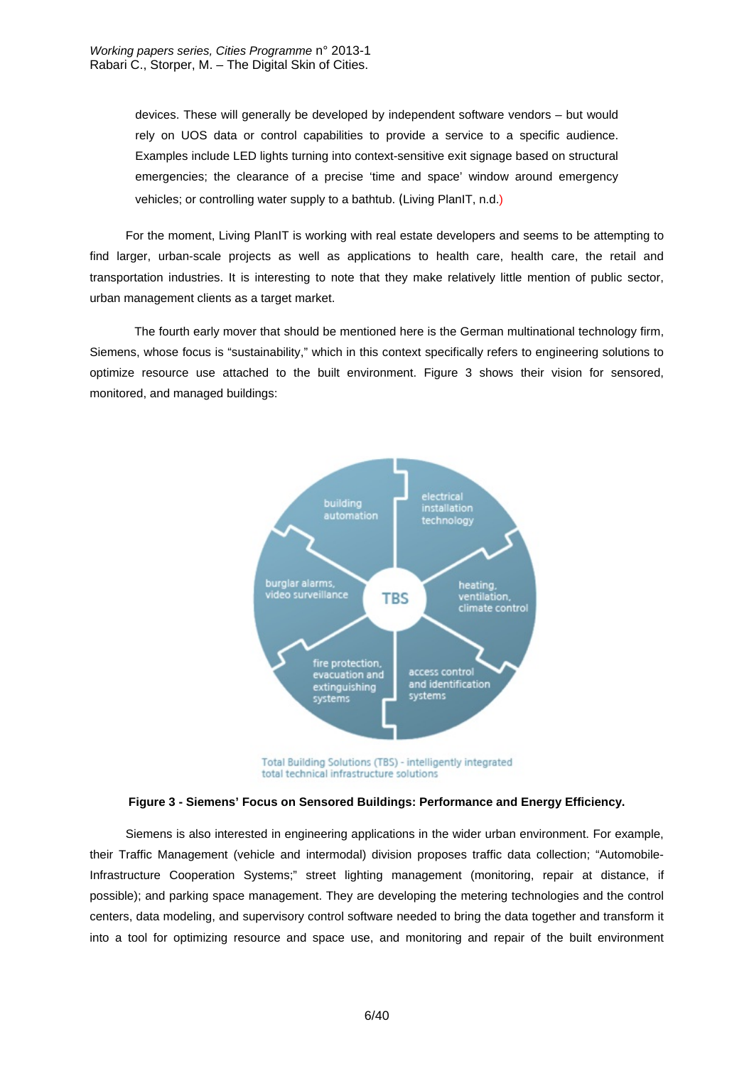> devices. These will generally be developed by independent software vendors – but would rely on UOS data or control capabilities to provide a service to a specific audience. Examples include LED lights turning into context-sensitive exit signage based on structural emergencies; the clearance of a precise 'time and space' window around emergency vehicles; or controlling water supply to a bathtub. (Living PlanIT, n.d.)

For the moment, Living PlanIT is working with real estate developers and seems to be attempting to find larger, urban-scale projects as well as applications to health care, health care, the retail and transportation industries. It is interesting to note that they make relatively little mention of public sector, urban management clients as a target market.

The fourth early mover that should be mentioned here is the German multinational technology firm, Siemens, whose focus is "sustainability," which in this context specifically refers to engineering solutions to optimize resource use attached to the built environment. Figure 3 shows their vision for sensored, monitored, and managed buildings:

building automation

electrical installation technology

burglar alarms, video surveillance

TBS

heating, ventilation, climate control

fire protection, evacuation and extinguishing systems

access control and identification systems

Total Building Solutions (TBS) - intelligently integrated total technical infrastructure solutions

**Figure 3 - Siemens' Focus on Sensored Buildings: Performance and Energy Efficiency.**

Siemens is also interested in engineering applications in the wider urban environment. For example, their Traffic Management (vehicle and intermodal) division proposes traffic data collection; "Automobile-Infrastructure Cooperation Systems;" street lighting management (monitoring, repair at distance, if possible); and parking space management. They are developing the metering technologies and the control centers, data modeling, and supervisory control software needed to bring the data together and transform it into a tool for optimizing resource and space use, and monitoring and repair of the built environment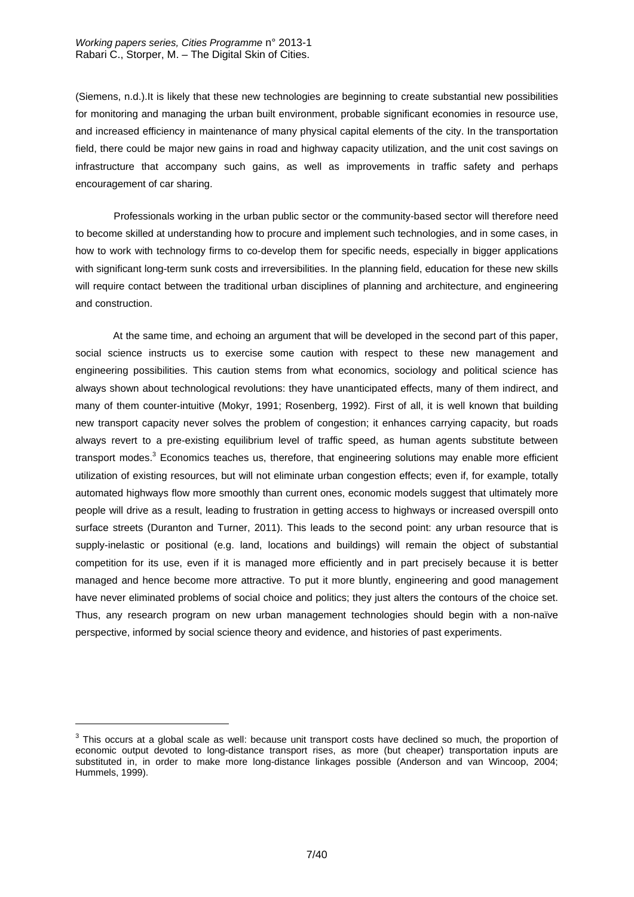(Siemens, n.d.).It is likely that these new technologies are beginning to create substantial new possibilities for monitoring and managing the urban built environment, probable significant economies in resource use, and increased efficiency in maintenance of many physical capital elements of the city. In the transportation field, there could be major new gains in road and highway capacity utilization, and the unit cost savings on infrastructure that accompany such gains, as well as improvements in traffic safety and perhaps encouragement of car sharing.

Professionals working in the urban public sector or the community-based sector will therefore need to become skilled at understanding how to procure and implement such technologies, and in some cases, in how to work with technology firms to co-develop them for specific needs, especially in bigger applications with significant long-term sunk costs and irreversibilities. In the planning field, education for these new skills will require contact between the traditional urban disciplines of planning and architecture, and engineering and construction.

At the same time, and echoing an argument that will be developed in the second part of this paper, social science instructs us to exercise some caution with respect to these new management and engineering possibilities. This caution stems from what economics, sociology and political science has always shown about technological revolutions: they have unanticipated effects, many of them indirect, and many of them counter-intuitive (Mokyr, 1991; Rosenberg, 1992). First of all, it is well known that building new transport capacity never solves the problem of congestion; it enhances carrying capacity, but roads always revert to a pre-existing equilibrium level of traffic speed, as human agents substitute between transport modes.[3] Economics teaches us, therefore, that engineering solutions may enable more efficient utilization of existing resources, but will not eliminate urban congestion effects; even if, for example, totally automated highways flow more smoothly than current ones, economic models suggest that ultimately more people will drive as a result, leading to frustration in getting access to highways or increased overspill onto surface streets (Duranton and Turner, 2011). This leads to the second point: any urban resource that is supply-inelastic or positional (e.g. land, locations and buildings) will remain the object of substantial competition for its use, even if it is managed more efficiently and in part precisely because it is better managed and hence become more attractive. To put it more bluntly, engineering and good management have never eliminated problems of social choice and politics; they just alters the contours of the choice set. Thus, any research program on new urban management technologies should begin with a non-naïve perspective, informed by social science theory and evidence, and histories of past experiments.

[3] This occurs at a global scale as well: because unit transport costs have declined so much, the proportion of economic output devoted to long-distance transport rises, as more (but cheaper) transportation inputs are substituted in, in order to make more long-distance linkages possible (Anderson and van Wincoop, 2004; Hummels, 1999).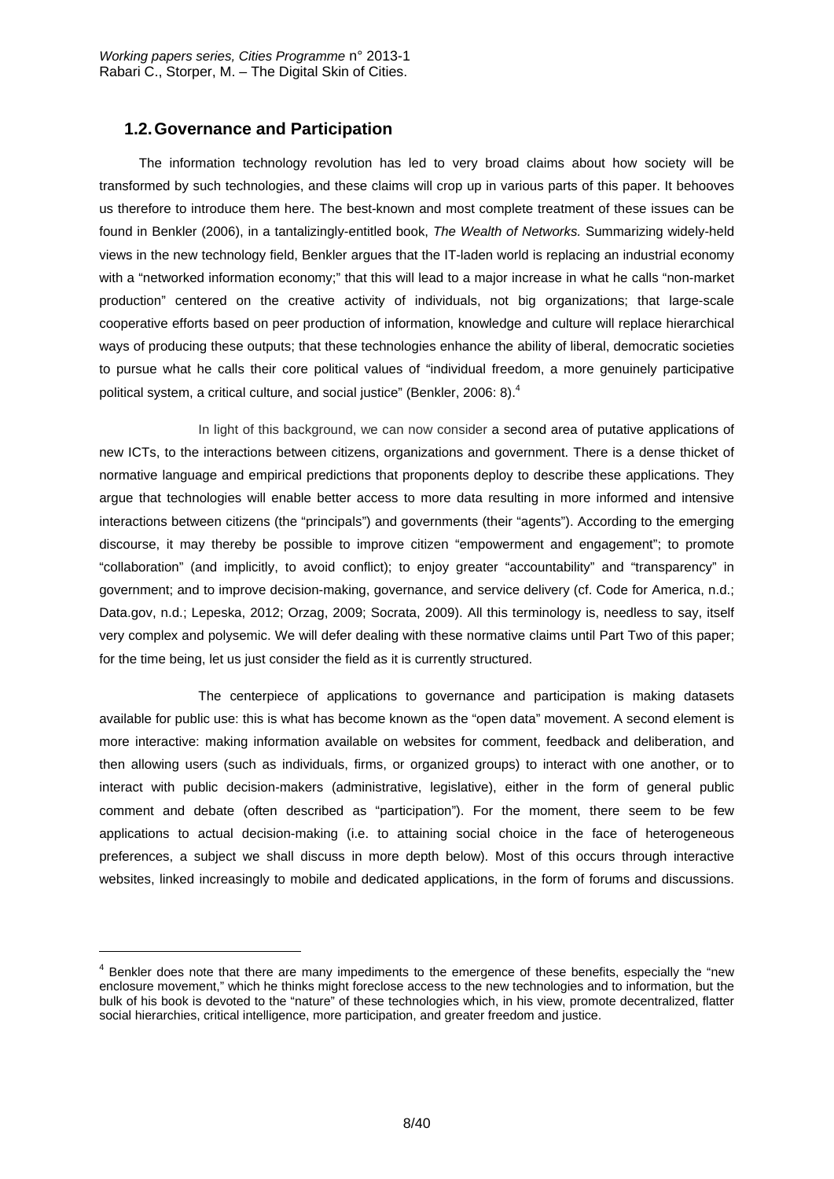## 1.2. Governance and Participation

The information technology revolution has led to very broad claims about how society will be transformed by such technologies, and these claims will crop up in various parts of this paper. It behooves us therefore to introduce them here. The best-known and most complete treatment of these issues can be found in Benkler (2006), in a tantalizingly-entitled book, *The Wealth of Networks.* Summarizing widely-held views in the new technology field, Benkler argues that the IT-laden world is replacing an industrial economy with a "networked information economy;" that this will lead to a major increase in what he calls "non-market production" centered on the creative activity of individuals, not big organizations; that large-scale cooperative efforts based on peer production of information, knowledge and culture will replace hierarchical ways of producing these outputs; that these technologies enhance the ability of liberal, democratic societies to pursue what he calls their core political values of "individual freedom, a more genuinely participative political system, a critical culture, and social justice" (Benkler, 2006: 8).[4]

In light of this background, we can now consider a second area of putative applications of new ICTs, to the interactions between citizens, organizations and government. There is a dense thicket of normative language and empirical predictions that proponents deploy to describe these applications. They argue that technologies will enable better access to more data resulting in more informed and intensive interactions between citizens (the "principals") and governments (their "agents"). According to the emerging discourse, it may thereby be possible to improve citizen "empowerment and engagement"; to promote "collaboration" (and implicitly, to avoid conflict); to enjoy greater "accountability" and "transparency" in government; and to improve decision-making, governance, and service delivery (cf. Code for America, n.d.; Data.gov, n.d.; Lepeska, 2012; Orzag, 2009; Socrata, 2009). All this terminology is, needless to say, itself very complex and polysemic. We will defer dealing with these normative claims until Part Two of this paper; for the time being, let us just consider the field as it is currently structured.

The centerpiece of applications to governance and participation is making datasets available for public use: this is what has become known as the "open data" movement. A second element is more interactive: making information available on websites for comment, feedback and deliberation, and then allowing users (such as individuals, firms, or organized groups) to interact with one another, or to interact with public decision-makers (administrative, legislative), either in the form of general public comment and debate (often described as "participation"). For the moment, there seem to be few applications to actual decision-making (i.e. to attaining social choice in the face of heterogeneous preferences, a subject we shall discuss in more depth below). Most of this occurs through interactive websites, linked increasingly to mobile and dedicated applications, in the form of forums and discussions.

[4] Benkler does note that there are many impediments to the emergence of these benefits, especially the "new enclosure movement," which he thinks might foreclose access to the new technologies and to information, but the bulk of his book is devoted to the "nature" of these technologies which, in his view, promote decentralized, flatter social hierarchies, critical intelligence, more participation, and greater freedom and justice.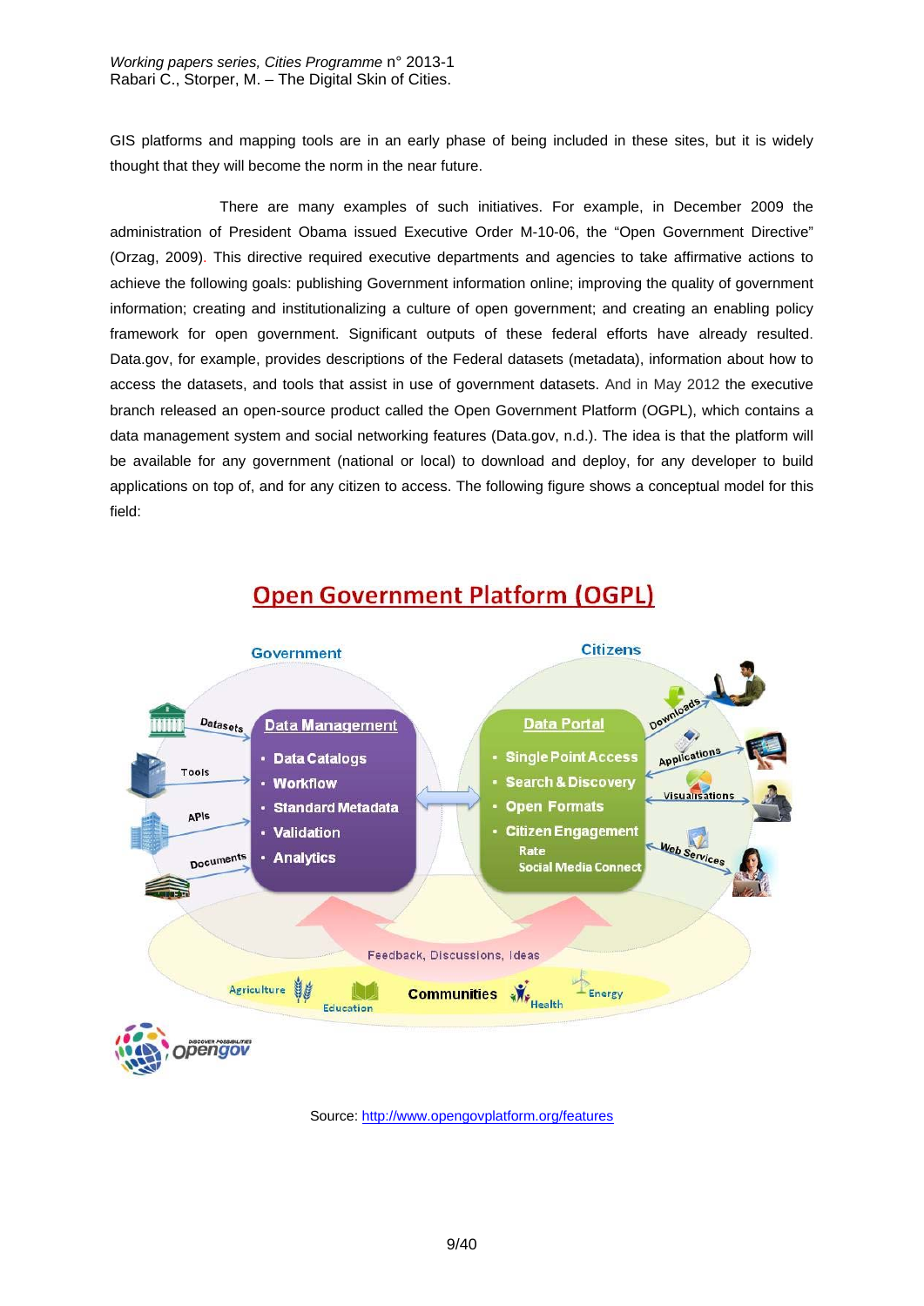GIS platforms and mapping tools are in an early phase of being included in these sites, but it is widely thought that they will become the norm in the near future.

There are many examples of such initiatives. For example, in December 2009 the administration of President Obama issued Executive Order M-10-06, the "Open Government Directive" (Orzag, 2009). This directive required executive departments and agencies to take affirmative actions to achieve the following goals: publishing Government information online; improving the quality of government information; creating and institutionalizing a culture of open government; and creating an enabling policy framework for open government. Significant outputs of these federal efforts have already resulted. Data.gov, for example, provides descriptions of the Federal datasets (metadata), information about how to access the datasets, and tools that assist in use of government datasets. And in May 2012 the executive branch released an open-source product called the Open Government Platform (OGPL), which contains a data management system and social networking features (Data.gov, n.d.). The idea is that the platform will be available for any government (national or local) to download and deploy, for any developer to build applications on top of, and for any citizen to access. The following figure shows a conceptual model for this field:

**Open Government Platform (OGPL)**

Government — Datasets, Tools, APIs, Documents → **Data Management**: Data Catalogs, Workflow, Standard Metadata, Validation, Analytics

Citizens — **Data Portal**: Single Point Access, Search & Discovery, Open Formats, Citizen Engagement (Rate, Social Media Connect) → Downloads, Applications, Visualisations, Web Services

Feedback, Discussions, Ideas

Communities: Agriculture, Education, Health, Energy

opengov

Source: http://www.opengovplatform.org/features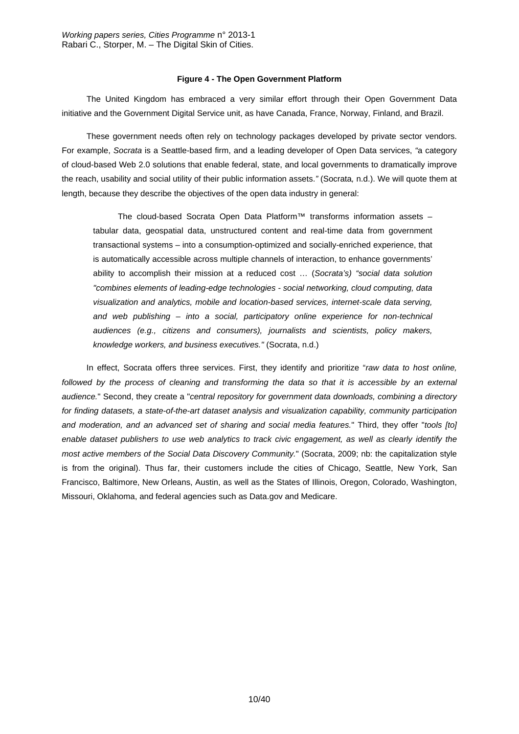**Figure 4 - The Open Government Platform**

The United Kingdom has embraced a very similar effort through their Open Government Data initiative and the Government Digital Service unit, as have Canada, France, Norway, Finland, and Brazil.

These government needs often rely on technology packages developed by private sector vendors. For example, *Socrata* is a Seattle-based firm, and a leading developer of Open Data services, "a category of cloud-based Web 2.0 solutions that enable federal, state, and local governments to dramatically improve the reach, usability and social utility of their public information assets." (Socrata*,* n.d.). We will quote them at length, because they describe the objectives of the open data industry in general:

> The cloud-based Socrata Open Data Platform™ transforms information assets – tabular data, geospatial data, unstructured content and real-time data from government transactional systems – into a consumption-optimized and socially-enriched experience, that is automatically accessible across multiple channels of interaction, to enhance governments' ability to accomplish their mission at a reduced cost … (*Socrata's) "social data solution "combines elements of leading-edge technologies - social networking, cloud computing, data visualization and analytics, mobile and location-based services, internet-scale data serving, and web publishing – into a social, participatory online experience for non-technical audiences (e.g., citizens and consumers), journalists and scientists, policy makers, knowledge workers, and business executives."* (Socrata, n.d.)

In effect, Socrata offers three services. First, they identify and prioritize "*raw data to host online, followed by the process of cleaning and transforming the data so that it is accessible by an external audience.*" Second, they create a "*central repository for government data downloads, combining a directory for finding datasets, a state-of-the-art dataset analysis and visualization capability, community participation and moderation, and an advanced set of sharing and social media features.*" Third, they offer "*tools [to] enable dataset publishers to use web analytics to track civic engagement, as well as clearly identify the most active members of the Social Data Discovery Community.*" (Socrata, 2009; nb: the capitalization style is from the original). Thus far, their customers include the cities of Chicago, Seattle, New York, San Francisco, Baltimore, New Orleans, Austin, as well as the States of Illinois, Oregon, Colorado, Washington, Missouri, Oklahoma, and federal agencies such as Data.gov and Medicare.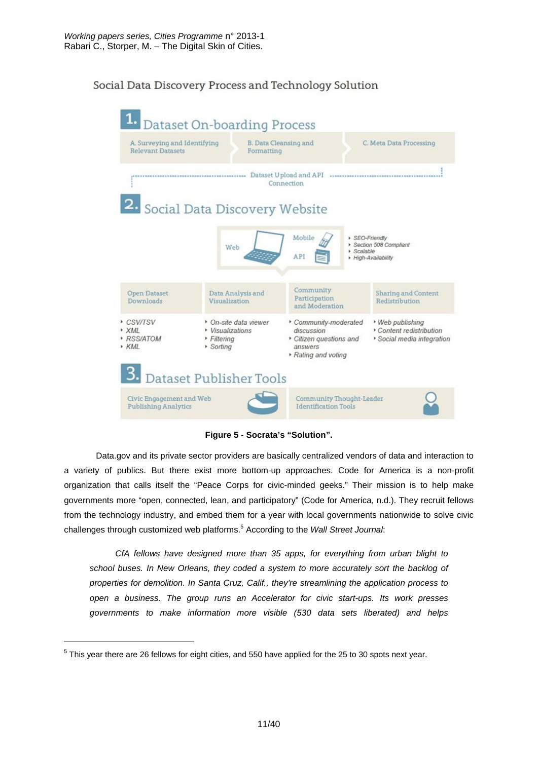Social Data Discovery Process and Technology Solution

**1. Dataset On-boarding Process**

A. Surveying and Identifying Relevant Datasets → B. Data Cleansing and Formatting → C. Meta Data Processing

Dataset Upload and API Connection

**2. Social Data Discovery Website**

Web — Mobile — API

- SEO-Friendly
- Section 508 Compliant
- Scalable
- High-Availability

| Open Dataset Downloads | Data Analysis and Visualization | Community Participation and Moderation | Sharing and Content Redistribution |
|---|---|---|---|
| CSV/TSV<br>XML<br>RSS/ATOM<br>KML | On-site data viewer<br>Visualizations<br>Filtering<br>Sorting | Community-moderated discussion<br>Citizen questions and answers<br>Rating and voting | Web publishing<br>Content redistribution<br>Social media integration |

**3. Dataset Publisher Tools**

Civic Engagement and Web Publishing Analytics — Community Thought-Leader Identification Tools

**Figure 5 - Socrata's "Solution".**

Data.gov and its private sector providers are basically centralized vendors of data and interaction to a variety of publics. But there exist more bottom-up approaches. Code for America is a non-profit organization that calls itself the "Peace Corps for civic-minded geeks." Their mission is to help make governments more "open, connected, lean, and participatory" (Code for America, n.d.). They recruit fellows from the technology industry, and embed them for a year with local governments nationwide to solve civic challenges through customized web platforms.[5] According to the *Wall Street Journal*:

> *CfA fellows have designed more than 35 apps, for everything from urban blight to school buses. In New Orleans, they coded a system to more accurately sort the backlog of properties for demolition. In Santa Cruz, Calif., they're streamlining the application process to open a business. The group runs an Accelerator for civic start-ups. Its work presses governments to make information more visible (530 data sets liberated) and helps*

[5] This year there are 26 fellows for eight cities, and 550 have applied for the 25 to 30 spots next year.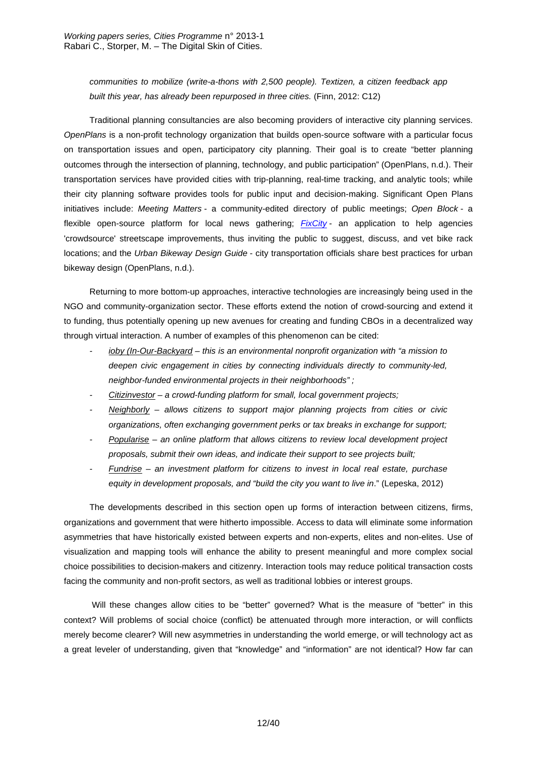*communities to mobilize (write-a-thons with 2,500 people). Textizen, a citizen feedback app built this year, has already been repurposed in three cities.* (Finn, 2012: C12)

Traditional planning consultancies are also becoming providers of interactive city planning services. *OpenPlans* is a non-profit technology organization that builds open-source software with a particular focus on transportation issues and open, participatory city planning. Their goal is to create "better planning outcomes through the intersection of planning, technology, and public participation" (OpenPlans, n.d.). Their transportation services have provided cities with trip-planning, real-time tracking, and analytic tools; while their city planning software provides tools for public input and decision-making. Significant Open Plans initiatives include: *Meeting Matters* - a community-edited directory of public meetings; *Open Block* - a flexible open-source platform for local news gathering; *FixCity* - an application to help agencies 'crowdsource' streetscape improvements, thus inviting the public to suggest, discuss, and vet bike rack locations; and the *Urban Bikeway Design Guide* - city transportation officials share best practices for urban bikeway design (OpenPlans, n.d.).

Returning to more bottom-up approaches, interactive technologies are increasingly being used in the NGO and community-organization sector. These efforts extend the notion of crowd-sourcing and extend it to funding, thus potentially opening up new avenues for creating and funding CBOs in a decentralized way through virtual interaction. A number of examples of this phenomenon can be cited:

- *ioby (In-Our-Backyard – this is an environmental nonprofit organization with "a mission to deepen civic engagement in cities by connecting individuals directly to community-led, neighbor-funded environmental projects in their neighborhoods" ;*
- *Citizinvestor – a crowd-funding platform for small, local government projects;*
- *Neighborly – allows citizens to support major planning projects from cities or civic organizations, often exchanging government perks or tax breaks in exchange for support;*
- *Popularise – an online platform that allows citizens to review local development project proposals, submit their own ideas, and indicate their support to see projects built;*
- *Fundrise – an investment platform for citizens to invest in local real estate, purchase equity in development proposals, and "build the city you want to live in*." (Lepeska, 2012)

The developments described in this section open up forms of interaction between citizens, firms, organizations and government that were hitherto impossible. Access to data will eliminate some information asymmetries that have historically existed between experts and non-experts, elites and non-elites. Use of visualization and mapping tools will enhance the ability to present meaningful and more complex social choice possibilities to decision-makers and citizenry. Interaction tools may reduce political transaction costs facing the community and non-profit sectors, as well as traditional lobbies or interest groups.

Will these changes allow cities to be "better" governed? What is the measure of "better" in this context? Will problems of social choice (conflict) be attenuated through more interaction, or will conflicts merely become clearer? Will new asymmetries in understanding the world emerge, or will technology act as a great leveler of understanding, given that "knowledge" and "information" are not identical? How far can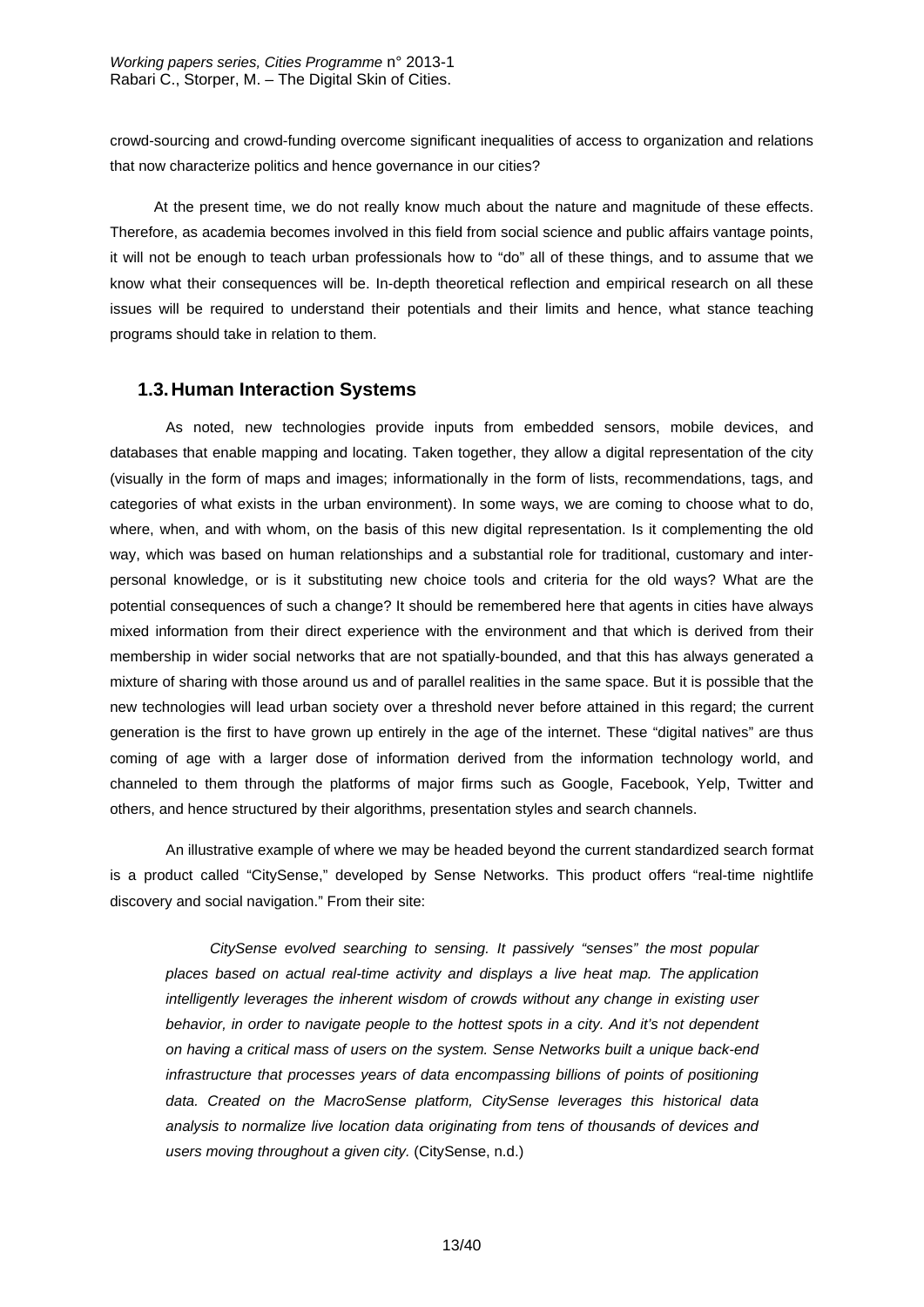crowd-sourcing and crowd-funding overcome significant inequalities of access to organization and relations that now characterize politics and hence governance in our cities?

At the present time, we do not really know much about the nature and magnitude of these effects. Therefore, as academia becomes involved in this field from social science and public affairs vantage points, it will not be enough to teach urban professionals how to "do" all of these things, and to assume that we know what their consequences will be. In-depth theoretical reflection and empirical research on all these issues will be required to understand their potentials and their limits and hence, what stance teaching programs should take in relation to them.

### 1.3. Human Interaction Systems

As noted, new technologies provide inputs from embedded sensors, mobile devices, and databases that enable mapping and locating. Taken together, they allow a digital representation of the city (visually in the form of maps and images; informationally in the form of lists, recommendations, tags, and categories of what exists in the urban environment). In some ways, we are coming to choose what to do, where, when, and with whom, on the basis of this new digital representation. Is it complementing the old way, which was based on human relationships and a substantial role for traditional, customary and inter-personal knowledge, or is it substituting new choice tools and criteria for the old ways? What are the potential consequences of such a change? It should be remembered here that agents in cities have always mixed information from their direct experience with the environment and that which is derived from their membership in wider social networks that are not spatially-bounded, and that this has always generated a mixture of sharing with those around us and of parallel realities in the same space. But it is possible that the new technologies will lead urban society over a threshold never before attained in this regard; the current generation is the first to have grown up entirely in the age of the internet. These "digital natives" are thus coming of age with a larger dose of information derived from the information technology world, and channeled to them through the platforms of major firms such as Google, Facebook, Yelp, Twitter and others, and hence structured by their algorithms, presentation styles and search channels.

An illustrative example of where we may be headed beyond the current standardized search format is a product called "CitySense," developed by Sense Networks. This product offers "real-time nightlife discovery and social navigation." From their site:

> *CitySense evolved searching to sensing. It passively "senses" the most popular places based on actual real-time activity and displays a live heat map. The application intelligently leverages the inherent wisdom of crowds without any change in existing user behavior, in order to navigate people to the hottest spots in a city. And it's not dependent on having a critical mass of users on the system. Sense Networks built a unique back-end infrastructure that processes years of data encompassing billions of points of positioning data. Created on the MacroSense platform, CitySense leverages this historical data analysis to normalize live location data originating from tens of thousands of devices and users moving throughout a given city.* (CitySense, n.d.)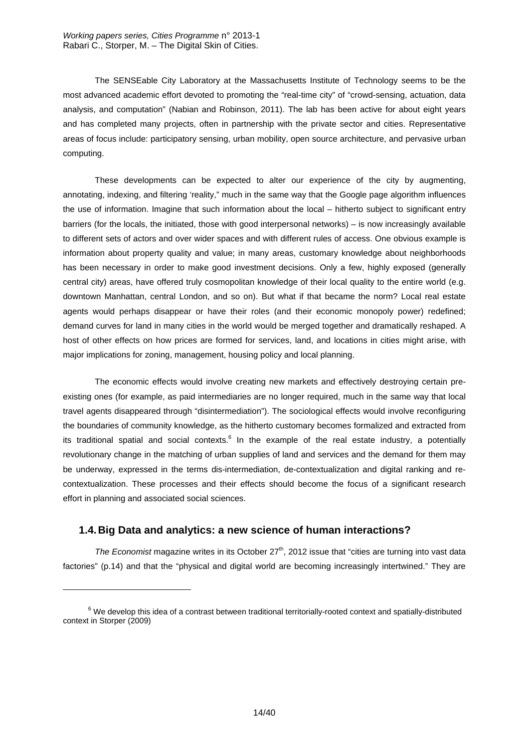The SENSEable City Laboratory at the Massachusetts Institute of Technology seems to be the most advanced academic effort devoted to promoting the "real-time city" of "crowd-sensing, actuation, data analysis, and computation" (Nabian and Robinson, 2011). The lab has been active for about eight years and has completed many projects, often in partnership with the private sector and cities. Representative areas of focus include: participatory sensing, urban mobility, open source architecture, and pervasive urban computing.

These developments can be expected to alter our experience of the city by augmenting, annotating, indexing, and filtering 'reality," much in the same way that the Google page algorithm influences the use of information. Imagine that such information about the local – hitherto subject to significant entry barriers (for the locals, the initiated, those with good interpersonal networks) – is now increasingly available to different sets of actors and over wider spaces and with different rules of access. One obvious example is information about property quality and value; in many areas, customary knowledge about neighborhoods has been necessary in order to make good investment decisions. Only a few, highly exposed (generally central city) areas, have offered truly cosmopolitan knowledge of their local quality to the entire world (e.g. downtown Manhattan, central London, and so on). But what if that became the norm? Local real estate agents would perhaps disappear or have their roles (and their economic monopoly power) redefined; demand curves for land in many cities in the world would be merged together and dramatically reshaped. A host of other effects on how prices are formed for services, land, and locations in cities might arise, with major implications for zoning, management, housing policy and local planning.

The economic effects would involve creating new markets and effectively destroying certain pre-existing ones (for example, as paid intermediaries are no longer required, much in the same way that local travel agents disappeared through "disintermediation"). The sociological effects would involve reconfiguring the boundaries of community knowledge, as the hitherto customary becomes formalized and extracted from its traditional spatial and social contexts.[6] In the example of the real estate industry, a potentially revolutionary change in the matching of urban supplies of land and services and the demand for them may be underway, expressed in the terms dis-intermediation, de-contextualization and digital ranking and re-contextualization. These processes and their effects should become the focus of a significant research effort in planning and associated social sciences.

## 1.4. Big Data and analytics: a new science of human interactions?

*The Economist* magazine writes in its October 27th, 2012 issue that "cities are turning into vast data factories" (p.14) and that the "physical and digital world are becoming increasingly intertwined." They are

[6] We develop this idea of a contrast between traditional territorially-rooted context and spatially-distributed context in Storper (2009)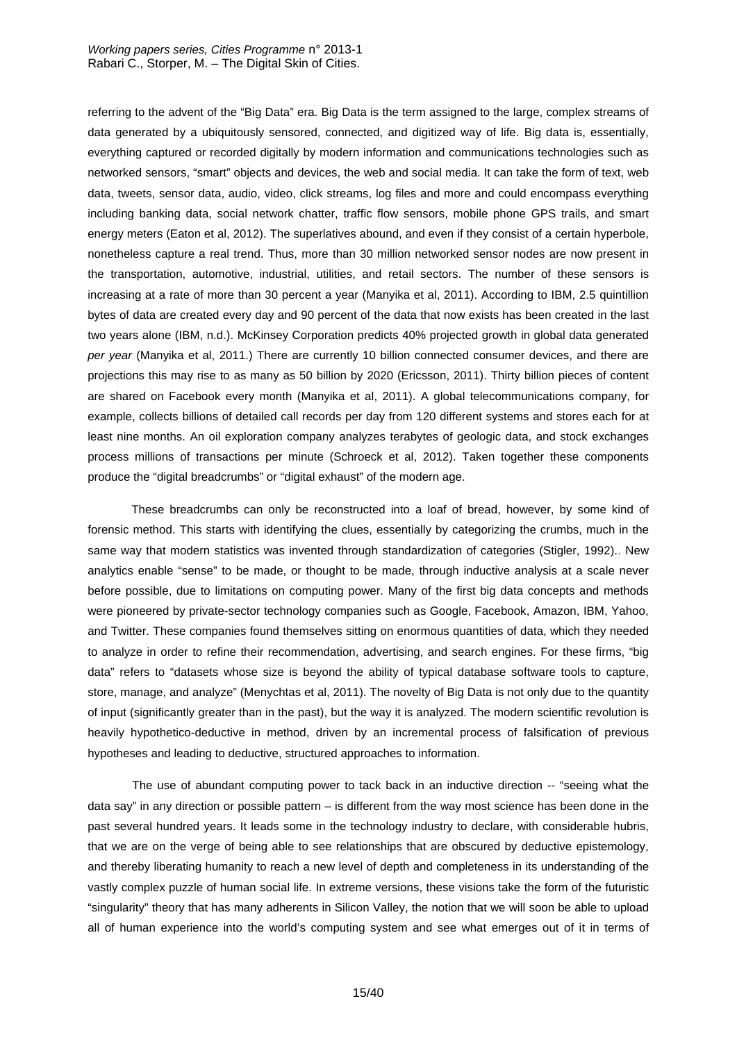referring to the advent of the "Big Data" era. Big Data is the term assigned to the large, complex streams of data generated by a ubiquitously sensored, connected, and digitized way of life. Big data is, essentially, everything captured or recorded digitally by modern information and communications technologies such as networked sensors, "smart" objects and devices, the web and social media. It can take the form of text, web data, tweets, sensor data, audio, video, click streams, log files and more and could encompass everything including banking data, social network chatter, traffic flow sensors, mobile phone GPS trails, and smart energy meters (Eaton et al, 2012). The superlatives abound, and even if they consist of a certain hyperbole, nonetheless capture a real trend. Thus, more than 30 million networked sensor nodes are now present in the transportation, automotive, industrial, utilities, and retail sectors. The number of these sensors is increasing at a rate of more than 30 percent a year (Manyika et al, 2011). According to IBM, 2.5 quintillion bytes of data are created every day and 90 percent of the data that now exists has been created in the last two years alone (IBM, n.d.). McKinsey Corporation predicts 40% projected growth in global data generated *per year* (Manyika et al, 2011.) There are currently 10 billion connected consumer devices, and there are projections this may rise to as many as 50 billion by 2020 (Ericsson, 2011). Thirty billion pieces of content are shared on Facebook every month (Manyika et al, 2011). A global telecommunications company, for example, collects billions of detailed call records per day from 120 different systems and stores each for at least nine months. An oil exploration company analyzes terabytes of geologic data, and stock exchanges process millions of transactions per minute (Schroeck et al, 2012). Taken together these components produce the "digital breadcrumbs" or "digital exhaust" of the modern age.

These breadcrumbs can only be reconstructed into a loaf of bread, however, by some kind of forensic method. This starts with identifying the clues, essentially by categorizing the crumbs, much in the same way that modern statistics was invented through standardization of categories (Stigler, 1992).. New analytics enable "sense" to be made, or thought to be made, through inductive analysis at a scale never before possible, due to limitations on computing power. Many of the first big data concepts and methods were pioneered by private-sector technology companies such as Google, Facebook, Amazon, IBM, Yahoo, and Twitter. These companies found themselves sitting on enormous quantities of data, which they needed to analyze in order to refine their recommendation, advertising, and search engines. For these firms, "big data" refers to "datasets whose size is beyond the ability of typical database software tools to capture, store, manage, and analyze" (Menychtas et al, 2011). The novelty of Big Data is not only due to the quantity of input (significantly greater than in the past), but the way it is analyzed. The modern scientific revolution is heavily hypothetico-deductive in method, driven by an incremental process of falsification of previous hypotheses and leading to deductive, structured approaches to information.

The use of abundant computing power to tack back in an inductive direction -- "seeing what the data say" in any direction or possible pattern – is different from the way most science has been done in the past several hundred years. It leads some in the technology industry to declare, with considerable hubris, that we are on the verge of being able to see relationships that are obscured by deductive epistemology, and thereby liberating humanity to reach a new level of depth and completeness in its understanding of the vastly complex puzzle of human social life. In extreme versions, these visions take the form of the futuristic "singularity" theory that has many adherents in Silicon Valley, the notion that we will soon be able to upload all of human experience into the world's computing system and see what emerges out of it in terms of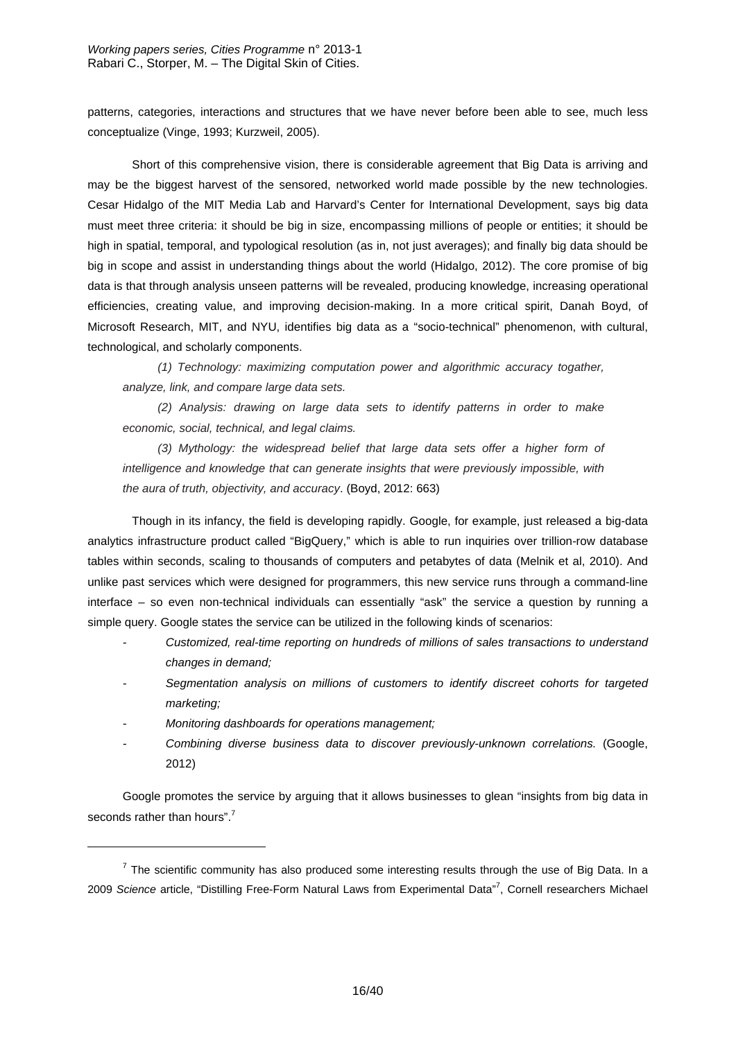patterns, categories, interactions and structures that we have never before been able to see, much less conceptualize (Vinge, 1993; Kurzweil, 2005).

Short of this comprehensive vision, there is considerable agreement that Big Data is arriving and may be the biggest harvest of the sensored, networked world made possible by the new technologies. Cesar Hidalgo of the MIT Media Lab and Harvard's Center for International Development, says big data must meet three criteria: it should be big in size, encompassing millions of people or entities; it should be high in spatial, temporal, and typological resolution (as in, not just averages); and finally big data should be big in scope and assist in understanding things about the world (Hidalgo, 2012). The core promise of big data is that through analysis unseen patterns will be revealed, producing knowledge, increasing operational efficiencies, creating value, and improving decision-making. In a more critical spirit, Danah Boyd, of Microsoft Research, MIT, and NYU, identifies big data as a "socio-technical" phenomenon, with cultural, technological, and scholarly components.

> *(1) Technology: maximizing computation power and algorithmic accuracy togather, analyze, link, and compare large data sets.*
>
> *(2) Analysis: drawing on large data sets to identify patterns in order to make economic, social, technical, and legal claims.*
>
> *(3) Mythology: the widespread belief that large data sets offer a higher form of intelligence and knowledge that can generate insights that were previously impossible, with the aura of truth, objectivity, and accuracy*. (Boyd, 2012: 663)

Though in its infancy, the field is developing rapidly. Google, for example, just released a big-data analytics infrastructure product called "BigQuery," which is able to run inquiries over trillion-row database tables within seconds, scaling to thousands of computers and petabytes of data (Melnik et al, 2010). And unlike past services which were designed for programmers, this new service runs through a command-line interface – so even non-technical individuals can essentially "ask" the service a question by running a simple query. Google states the service can be utilized in the following kinds of scenarios:

- *Customized, real-time reporting on hundreds of millions of sales transactions to understand changes in demand;*
- *Segmentation analysis on millions of customers to identify discreet cohorts for targeted marketing;*
- *Monitoring dashboards for operations management;*
- *Combining diverse business data to discover previously-unknown correlations.* (Google, 2012)

Google promotes the service by arguing that it allows businesses to glean "insights from big data in seconds rather than hours".[7]

---

[7] The scientific community has also produced some interesting results through the use of Big Data. In a 2009 *Science* article, "Distilling Free-Form Natural Laws from Experimental Data"[7], Cornell researchers Michael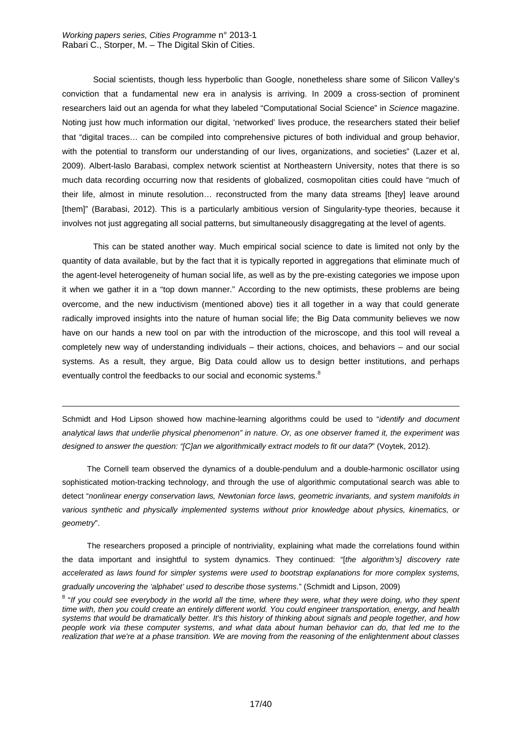Social scientists, though less hyperbolic than Google, nonetheless share some of Silicon Valley's conviction that a fundamental new era in analysis is arriving. In 2009 a cross-section of prominent researchers laid out an agenda for what they labeled "Computational Social Science" in *Science* magazine. Noting just how much information our digital, 'networked' lives produce, the researchers stated their belief that "digital traces… can be compiled into comprehensive pictures of both individual and group behavior, with the potential to transform our understanding of our lives, organizations, and societies" (Lazer et al, 2009). Albert-laslo Barabasi, complex network scientist at Northeastern University, notes that there is so much data recording occurring now that residents of globalized, cosmopolitan cities could have "much of their life, almost in minute resolution… reconstructed from the many data streams [they] leave around [them]" (Barabasi, 2012). This is a particularly ambitious version of Singularity-type theories, because it involves not just aggregating all social patterns, but simultaneously disaggregating at the level of agents.

This can be stated another way. Much empirical social science to date is limited not only by the quantity of data available, but by the fact that it is typically reported in aggregations that eliminate much of the agent-level heterogeneity of human social life, as well as by the pre-existing categories we impose upon it when we gather it in a "top down manner." According to the new optimists, these problems are being overcome, and the new inductivism (mentioned above) ties it all together in a way that could generate radically improved insights into the nature of human social life; the Big Data community believes we now have on our hands a new tool on par with the introduction of the microscope, and this tool will reveal a completely new way of understanding individuals – their actions, choices, and behaviors – and our social systems. As a result, they argue, Big Data could allow us to design better institutions, and perhaps eventually control the feedbacks to our social and economic systems.[8]

---

Schmidt and Hod Lipson showed how machine-learning algorithms could be used to "*identify and document analytical laws that underlie physical phenomenon" in nature. Or, as one observer framed it, the experiment was designed to answer the question: "[C]an we algorithmically extract models to fit our data?*" (Voytek, 2012).

The Cornell team observed the dynamics of a double-pendulum and a double-harmonic oscillator using sophisticated motion-tracking technology, and through the use of algorithmic computational search was able to detect "*nonlinear energy conservation laws, Newtonian force laws, geometric invariants, and system manifolds in various synthetic and physically implemented systems without prior knowledge about physics, kinematics, or geometry*".

The researchers proposed a principle of nontriviality, explaining what made the correlations found within the data important and insightful to system dynamics. They continued: "[*the algorithm's] discovery rate accelerated as laws found for simpler systems were used to bootstrap explanations for more complex systems, gradually uncovering the 'alphabet' used to describe those systems*." (Schmidt and Lipson, 2009)

[8] "*If you could see everybody in the world all the time, where they were, what they were doing, who they spent time with, then you could create an entirely different world. You could engineer transportation, energy, and health systems that would be dramatically better. It's this history of thinking about signals and people together, and how people work via these computer systems, and what data about human behavior can do, that led me to the realization that we're at a phase transition. We are moving from the reasoning of the enlightenment about classes*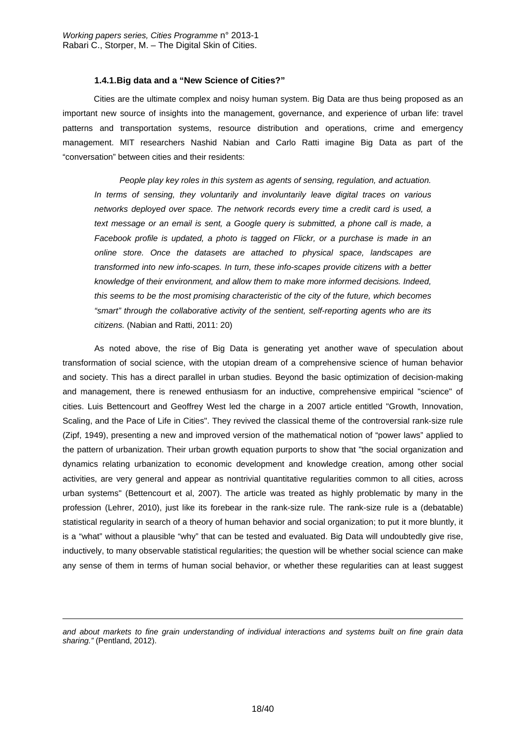#### 1.4.1. Big data and a "New Science of Cities?"

Cities are the ultimate complex and noisy human system. Big Data are thus being proposed as an important new source of insights into the management, governance, and experience of urban life: travel patterns and transportation systems, resource distribution and operations, crime and emergency management. MIT researchers Nashid Nabian and Carlo Ratti imagine Big Data as part of the "conversation" between cities and their residents:

> *People play key roles in this system as agents of sensing, regulation, and actuation. In terms of sensing, they voluntarily and involuntarily leave digital traces on various networks deployed over space. The network records every time a credit card is used, a text message or an email is sent, a Google query is submitted, a phone call is made, a Facebook profile is updated, a photo is tagged on Flickr, or a purchase is made in an online store. Once the datasets are attached to physical space, landscapes are transformed into new info-scapes. In turn, these info-scapes provide citizens with a better knowledge of their environment, and allow them to make more informed decisions. Indeed, this seems to be the most promising characteristic of the city of the future, which becomes "smart" through the collaborative activity of the sentient, self-reporting agents who are its citizens.* (Nabian and Ratti, 2011: 20)

As noted above, the rise of Big Data is generating yet another wave of speculation about transformation of social science, with the utopian dream of a comprehensive science of human behavior and society. This has a direct parallel in urban studies. Beyond the basic optimization of decision-making and management, there is renewed enthusiasm for an inductive, comprehensive empirical "science" of cities. Luis Bettencourt and Geoffrey West led the charge in a 2007 article entitled "Growth, Innovation, Scaling, and the Pace of Life in Cities". They revived the classical theme of the controversial rank-size rule (Zipf, 1949), presenting a new and improved version of the mathematical notion of "power laws" applied to the pattern of urbanization. Their urban growth equation purports to show that "the social organization and dynamics relating urbanization to economic development and knowledge creation, among other social activities, are very general and appear as nontrivial quantitative regularities common to all cities, across urban systems" (Bettencourt et al, 2007). The article was treated as highly problematic by many in the profession (Lehrer, 2010), just like its forebear in the rank-size rule. The rank-size rule is a (debatable) statistical regularity in search of a theory of human behavior and social organization; to put it more bluntly, it is a "what" without a plausible "why" that can be tested and evaluated. Big Data will undoubtedly give rise, inductively, to many observable statistical regularities; the question will be whether social science can make any sense of them in terms of human social behavior, or whether these regularities can at least suggest

---

*and about markets to fine grain understanding of individual interactions and systems built on fine grain data sharing."* (Pentland, 2012).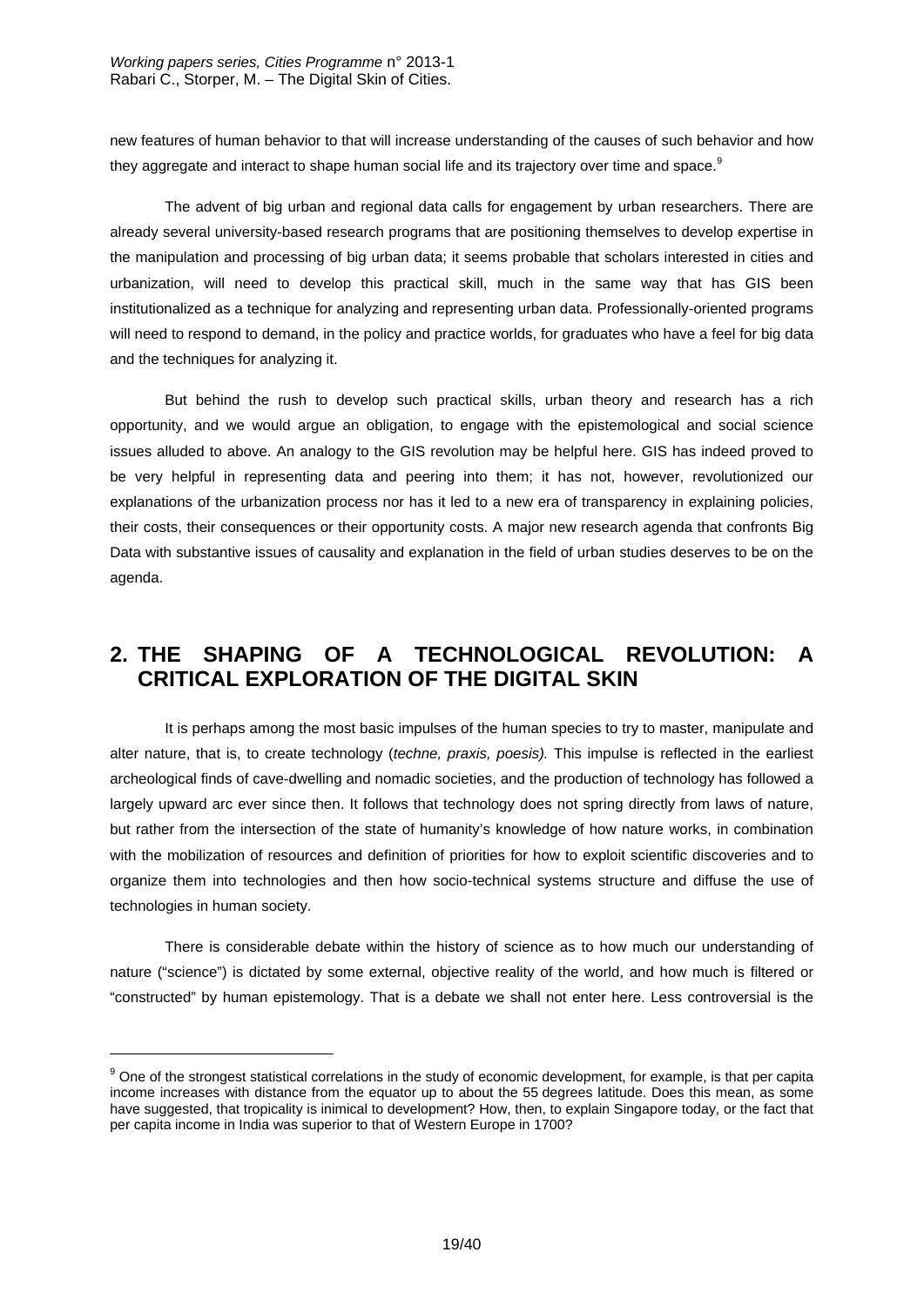new features of human behavior to that will increase understanding of the causes of such behavior and how they aggregate and interact to shape human social life and its trajectory over time and space.[9]

The advent of big urban and regional data calls for engagement by urban researchers. There are already several university-based research programs that are positioning themselves to develop expertise in the manipulation and processing of big urban data; it seems probable that scholars interested in cities and urbanization, will need to develop this practical skill, much in the same way that has GIS been institutionalized as a technique for analyzing and representing urban data. Professionally-oriented programs will need to respond to demand, in the policy and practice worlds, for graduates who have a feel for big data and the techniques for analyzing it.

But behind the rush to develop such practical skills, urban theory and research has a rich opportunity, and we would argue an obligation, to engage with the epistemological and social science issues alluded to above. An analogy to the GIS revolution may be helpful here. GIS has indeed proved to be very helpful in representing data and peering into them; it has not, however, revolutionized our explanations of the urbanization process nor has it led to a new era of transparency in explaining policies, their costs, their consequences or their opportunity costs. A major new research agenda that confronts Big Data with substantive issues of causality and explanation in the field of urban studies deserves to be on the agenda.

## 2. THE SHAPING OF A TECHNOLOGICAL REVOLUTION: A CRITICAL EXPLORATION OF THE DIGITAL SKIN

It is perhaps among the most basic impulses of the human species to try to master, manipulate and alter nature, that is, to create technology (*techne, praxis, poesis).* This impulse is reflected in the earliest archeological finds of cave-dwelling and nomadic societies, and the production of technology has followed a largely upward arc ever since then. It follows that technology does not spring directly from laws of nature, but rather from the intersection of the state of humanity's knowledge of how nature works, in combination with the mobilization of resources and definition of priorities for how to exploit scientific discoveries and to organize them into technologies and then how socio-technical systems structure and diffuse the use of technologies in human society.

There is considerable debate within the history of science as to how much our understanding of nature ("science") is dictated by some external, objective reality of the world, and how much is filtered or "constructed" by human epistemology. That is a debate we shall not enter here. Less controversial is the

[9] One of the strongest statistical correlations in the study of economic development, for example, is that per capita income increases with distance from the equator up to about the 55 degrees latitude. Does this mean, as some have suggested, that tropicality is inimical to development? How, then, to explain Singapore today, or the fact that per capita income in India was superior to that of Western Europe in 1700?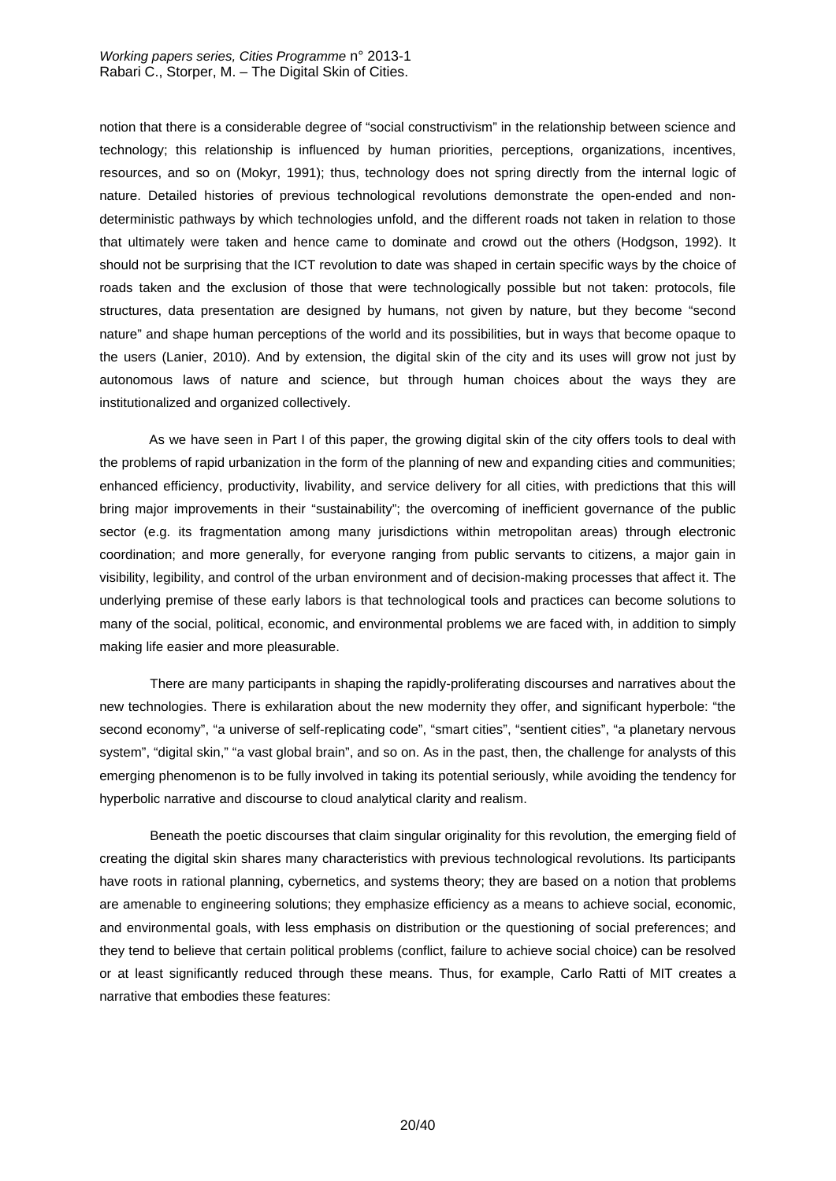notion that there is a considerable degree of "social constructivism" in the relationship between science and technology; this relationship is influenced by human priorities, perceptions, organizations, incentives, resources, and so on (Mokyr, 1991); thus, technology does not spring directly from the internal logic of nature. Detailed histories of previous technological revolutions demonstrate the open-ended and non-deterministic pathways by which technologies unfold, and the different roads not taken in relation to those that ultimately were taken and hence came to dominate and crowd out the others (Hodgson, 1992). It should not be surprising that the ICT revolution to date was shaped in certain specific ways by the choice of roads taken and the exclusion of those that were technologically possible but not taken: protocols, file structures, data presentation are designed by humans, not given by nature, but they become "second nature" and shape human perceptions of the world and its possibilities, but in ways that become opaque to the users (Lanier, 2010). And by extension, the digital skin of the city and its uses will grow not just by autonomous laws of nature and science, but through human choices about the ways they are institutionalized and organized collectively.

As we have seen in Part I of this paper, the growing digital skin of the city offers tools to deal with the problems of rapid urbanization in the form of the planning of new and expanding cities and communities; enhanced efficiency, productivity, livability, and service delivery for all cities, with predictions that this will bring major improvements in their "sustainability"; the overcoming of inefficient governance of the public sector (e.g. its fragmentation among many jurisdictions within metropolitan areas) through electronic coordination; and more generally, for everyone ranging from public servants to citizens, a major gain in visibility, legibility, and control of the urban environment and of decision-making processes that affect it. The underlying premise of these early labors is that technological tools and practices can become solutions to many of the social, political, economic, and environmental problems we are faced with, in addition to simply making life easier and more pleasurable.

There are many participants in shaping the rapidly-proliferating discourses and narratives about the new technologies. There is exhilaration about the new modernity they offer, and significant hyperbole: "the second economy", "a universe of self-replicating code", "smart cities", "sentient cities", "a planetary nervous system", "digital skin," "a vast global brain", and so on. As in the past, then, the challenge for analysts of this emerging phenomenon is to be fully involved in taking its potential seriously, while avoiding the tendency for hyperbolic narrative and discourse to cloud analytical clarity and realism.

Beneath the poetic discourses that claim singular originality for this revolution, the emerging field of creating the digital skin shares many characteristics with previous technological revolutions. Its participants have roots in rational planning, cybernetics, and systems theory; they are based on a notion that problems are amenable to engineering solutions; they emphasize efficiency as a means to achieve social, economic, and environmental goals, with less emphasis on distribution or the questioning of social preferences; and they tend to believe that certain political problems (conflict, failure to achieve social choice) can be resolved or at least significantly reduced through these means. Thus, for example, Carlo Ratti of MIT creates a narrative that embodies these features: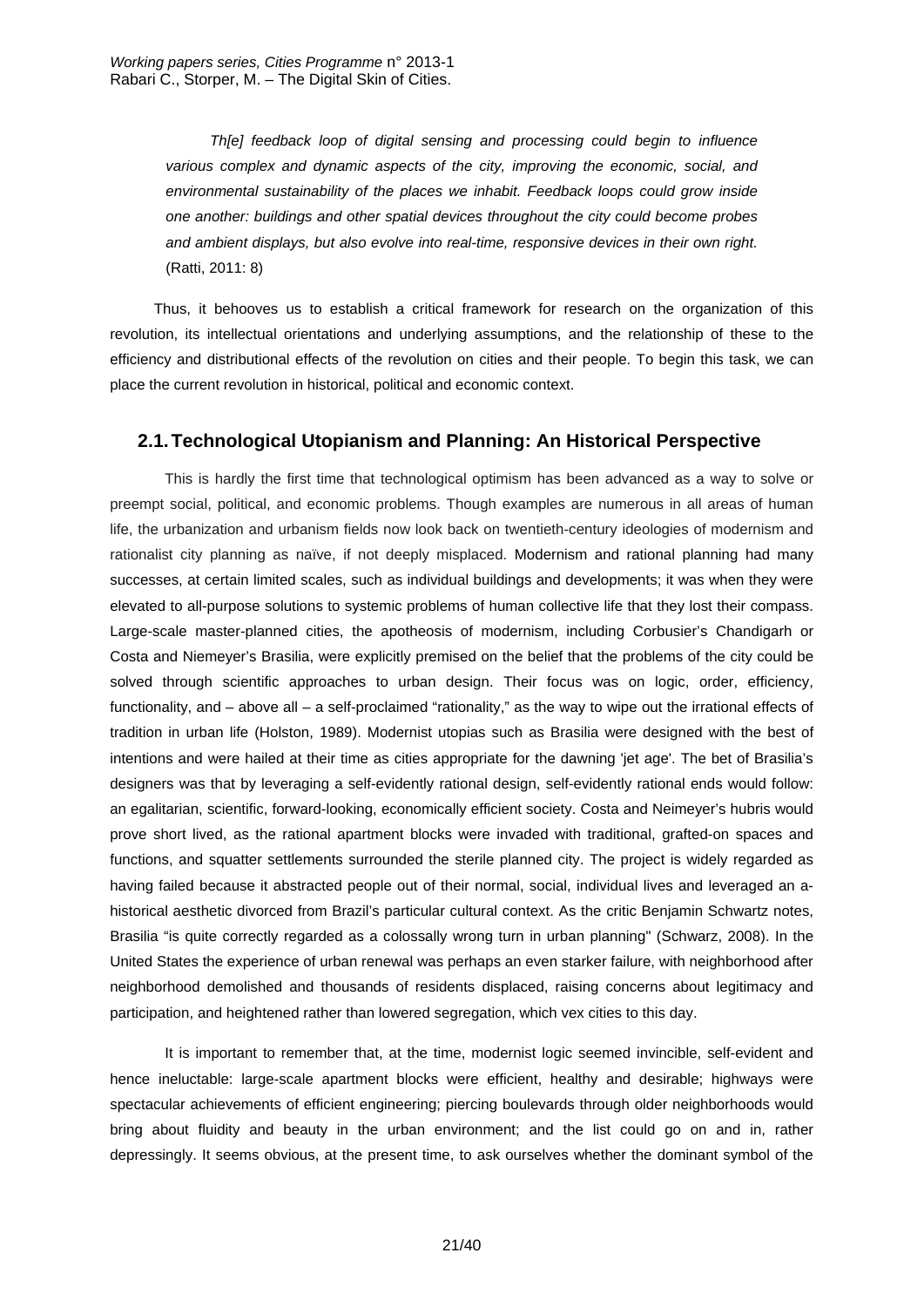*Th[e] feedback loop of digital sensing and processing could begin to influence various complex and dynamic aspects of the city, improving the economic, social, and environmental sustainability of the places we inhabit. Feedback loops could grow inside one another: buildings and other spatial devices throughout the city could become probes and ambient displays, but also evolve into real-time, responsive devices in their own right.* (Ratti, 2011: 8)

Thus, it behooves us to establish a critical framework for research on the organization of this revolution, its intellectual orientations and underlying assumptions, and the relationship of these to the efficiency and distributional effects of the revolution on cities and their people. To begin this task, we can place the current revolution in historical, political and economic context.

## 2.1. Technological Utopianism and Planning: An Historical Perspective

This is hardly the first time that technological optimism has been advanced as a way to solve or preempt social, political, and economic problems. Though examples are numerous in all areas of human life, the urbanization and urbanism fields now look back on twentieth-century ideologies of modernism and rationalist city planning as naïve, if not deeply misplaced. Modernism and rational planning had many successes, at certain limited scales, such as individual buildings and developments; it was when they were elevated to all-purpose solutions to systemic problems of human collective life that they lost their compass. Large-scale master-planned cities, the apotheosis of modernism, including Corbusier's Chandigarh or Costa and Niemeyer's Brasilia, were explicitly premised on the belief that the problems of the city could be solved through scientific approaches to urban design. Their focus was on logic, order, efficiency, functionality, and – above all – a self-proclaimed "rationality," as the way to wipe out the irrational effects of tradition in urban life (Holston, 1989). Modernist utopias such as Brasilia were designed with the best of intentions and were hailed at their time as cities appropriate for the dawning 'jet age'. The bet of Brasilia's designers was that by leveraging a self-evidently rational design, self-evidently rational ends would follow: an egalitarian, scientific, forward-looking, economically efficient society. Costa and Neimeyer's hubris would prove short lived, as the rational apartment blocks were invaded with traditional, grafted-on spaces and functions, and squatter settlements surrounded the sterile planned city. The project is widely regarded as having failed because it abstracted people out of their normal, social, individual lives and leveraged an a-historical aesthetic divorced from Brazil's particular cultural context. As the critic Benjamin Schwartz notes, Brasilia "is quite correctly regarded as a colossally wrong turn in urban planning" (Schwarz, 2008). In the United States the experience of urban renewal was perhaps an even starker failure, with neighborhood after neighborhood demolished and thousands of residents displaced, raising concerns about legitimacy and participation, and heightened rather than lowered segregation, which vex cities to this day.

It is important to remember that, at the time, modernist logic seemed invincible, self-evident and hence ineluctable: large-scale apartment blocks were efficient, healthy and desirable; highways were spectacular achievements of efficient engineering; piercing boulevards through older neighborhoods would bring about fluidity and beauty in the urban environment; and the list could go on and in, rather depressingly. It seems obvious, at the present time, to ask ourselves whether the dominant symbol of the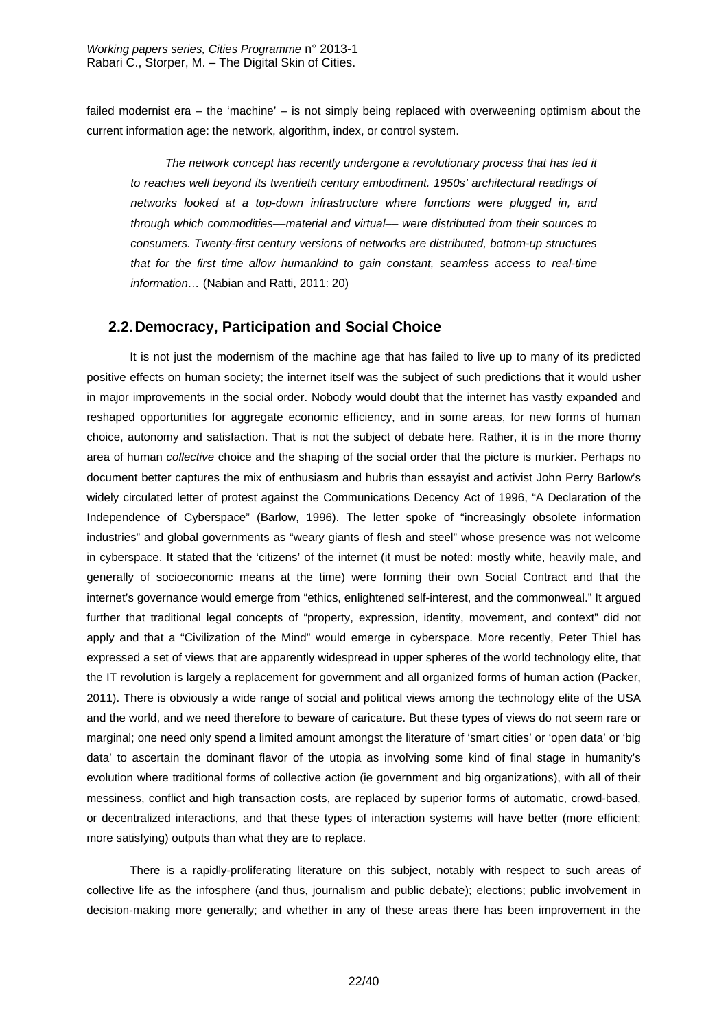failed modernist era – the 'machine' – is not simply being replaced with overweening optimism about the current information age: the network, algorithm, index, or control system.

> *The network concept has recently undergone a revolutionary process that has led it to reaches well beyond its twentieth century embodiment. 1950s' architectural readings of networks looked at a top-down infrastructure where functions were plugged in, and through which commodities—material and virtual— were distributed from their sources to consumers. Twenty-first century versions of networks are distributed, bottom-up structures that for the first time allow humankind to gain constant, seamless access to real-time information…* (Nabian and Ratti, 2011: 20)

## 2.2. Democracy, Participation and Social Choice

It is not just the modernism of the machine age that has failed to live up to many of its predicted positive effects on human society; the internet itself was the subject of such predictions that it would usher in major improvements in the social order. Nobody would doubt that the internet has vastly expanded and reshaped opportunities for aggregate economic efficiency, and in some areas, for new forms of human choice, autonomy and satisfaction. That is not the subject of debate here. Rather, it is in the more thorny area of human *collective* choice and the shaping of the social order that the picture is murkier. Perhaps no document better captures the mix of enthusiasm and hubris than essayist and activist John Perry Barlow's widely circulated letter of protest against the Communications Decency Act of 1996, "A Declaration of the Independence of Cyberspace" (Barlow, 1996). The letter spoke of "increasingly obsolete information industries" and global governments as "weary giants of flesh and steel" whose presence was not welcome in cyberspace. It stated that the 'citizens' of the internet (it must be noted: mostly white, heavily male, and generally of socioeconomic means at the time) were forming their own Social Contract and that the internet's governance would emerge from "ethics, enlightened self-interest, and the commonweal." It argued further that traditional legal concepts of "property, expression, identity, movement, and context" did not apply and that a "Civilization of the Mind" would emerge in cyberspace. More recently, Peter Thiel has expressed a set of views that are apparently widespread in upper spheres of the world technology elite, that the IT revolution is largely a replacement for government and all organized forms of human action (Packer, 2011). There is obviously a wide range of social and political views among the technology elite of the USA and the world, and we need therefore to beware of caricature. But these types of views do not seem rare or marginal; one need only spend a limited amount amongst the literature of 'smart cities' or 'open data' or 'big data' to ascertain the dominant flavor of the utopia as involving some kind of final stage in humanity's evolution where traditional forms of collective action (ie government and big organizations), with all of their messiness, conflict and high transaction costs, are replaced by superior forms of automatic, crowd-based, or decentralized interactions, and that these types of interaction systems will have better (more efficient; more satisfying) outputs than what they are to replace.

There is a rapidly-proliferating literature on this subject, notably with respect to such areas of collective life as the infosphere (and thus, journalism and public debate); elections; public involvement in decision-making more generally; and whether in any of these areas there has been improvement in the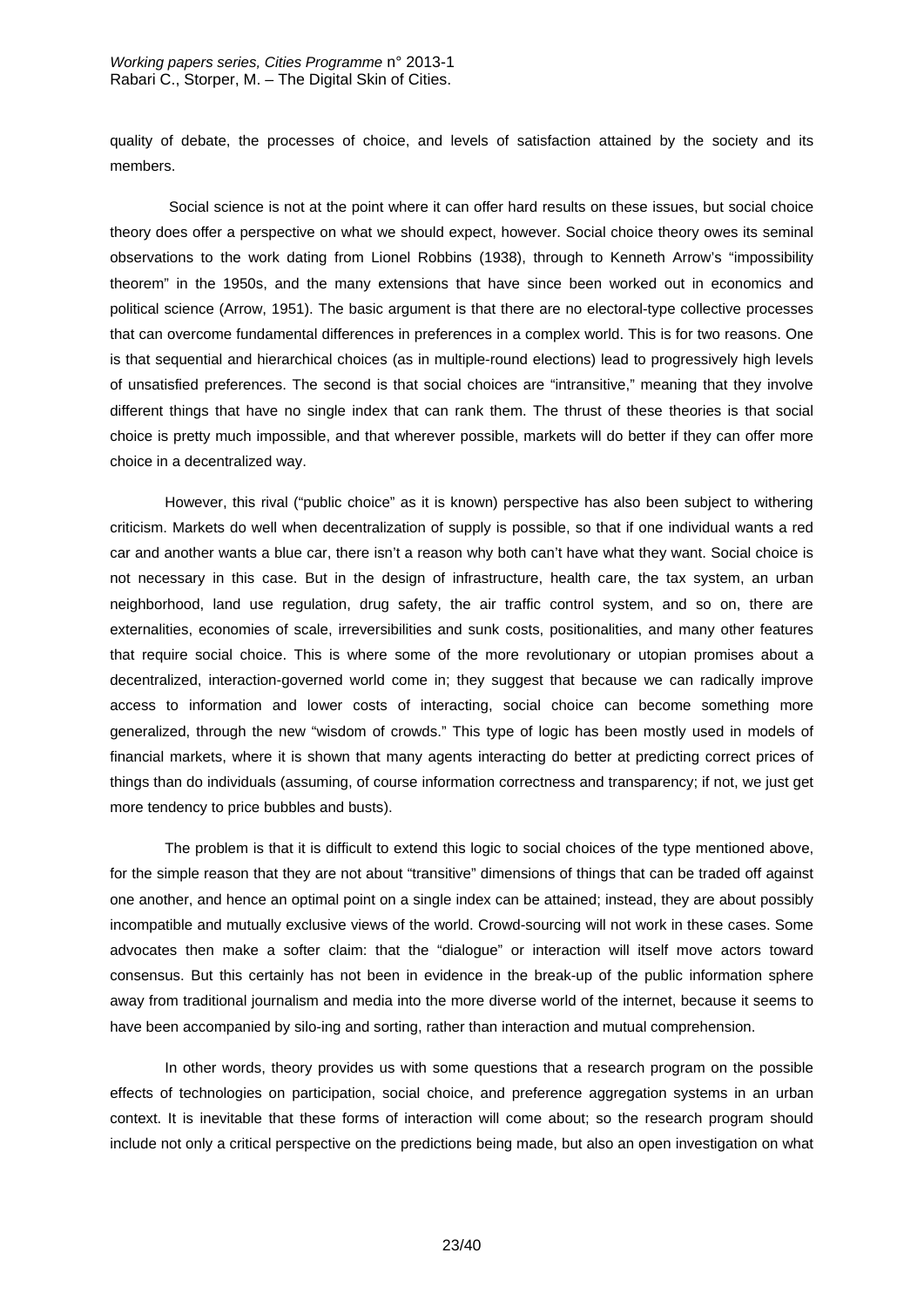quality of debate, the processes of choice, and levels of satisfaction attained by the society and its members.

Social science is not at the point where it can offer hard results on these issues, but social choice theory does offer a perspective on what we should expect, however. Social choice theory owes its seminal observations to the work dating from Lionel Robbins (1938), through to Kenneth Arrow's "impossibility theorem" in the 1950s, and the many extensions that have since been worked out in economics and political science (Arrow, 1951). The basic argument is that there are no electoral-type collective processes that can overcome fundamental differences in preferences in a complex world. This is for two reasons. One is that sequential and hierarchical choices (as in multiple-round elections) lead to progressively high levels of unsatisfied preferences. The second is that social choices are "intransitive," meaning that they involve different things that have no single index that can rank them. The thrust of these theories is that social choice is pretty much impossible, and that wherever possible, markets will do better if they can offer more choice in a decentralized way.

However, this rival ("public choice" as it is known) perspective has also been subject to withering criticism. Markets do well when decentralization of supply is possible, so that if one individual wants a red car and another wants a blue car, there isn't a reason why both can't have what they want. Social choice is not necessary in this case. But in the design of infrastructure, health care, the tax system, an urban neighborhood, land use regulation, drug safety, the air traffic control system, and so on, there are externalities, economies of scale, irreversibilities and sunk costs, positionalities, and many other features that require social choice. This is where some of the more revolutionary or utopian promises about a decentralized, interaction-governed world come in; they suggest that because we can radically improve access to information and lower costs of interacting, social choice can become something more generalized, through the new "wisdom of crowds." This type of logic has been mostly used in models of financial markets, where it is shown that many agents interacting do better at predicting correct prices of things than do individuals (assuming, of course information correctness and transparency; if not, we just get more tendency to price bubbles and busts).

The problem is that it is difficult to extend this logic to social choices of the type mentioned above, for the simple reason that they are not about "transitive" dimensions of things that can be traded off against one another, and hence an optimal point on a single index can be attained; instead, they are about possibly incompatible and mutually exclusive views of the world. Crowd-sourcing will not work in these cases. Some advocates then make a softer claim: that the "dialogue" or interaction will itself move actors toward consensus. But this certainly has not been in evidence in the break-up of the public information sphere away from traditional journalism and media into the more diverse world of the internet, because it seems to have been accompanied by silo-ing and sorting, rather than interaction and mutual comprehension.

In other words, theory provides us with some questions that a research program on the possible effects of technologies on participation, social choice, and preference aggregation systems in an urban context. It is inevitable that these forms of interaction will come about; so the research program should include not only a critical perspective on the predictions being made, but also an open investigation on what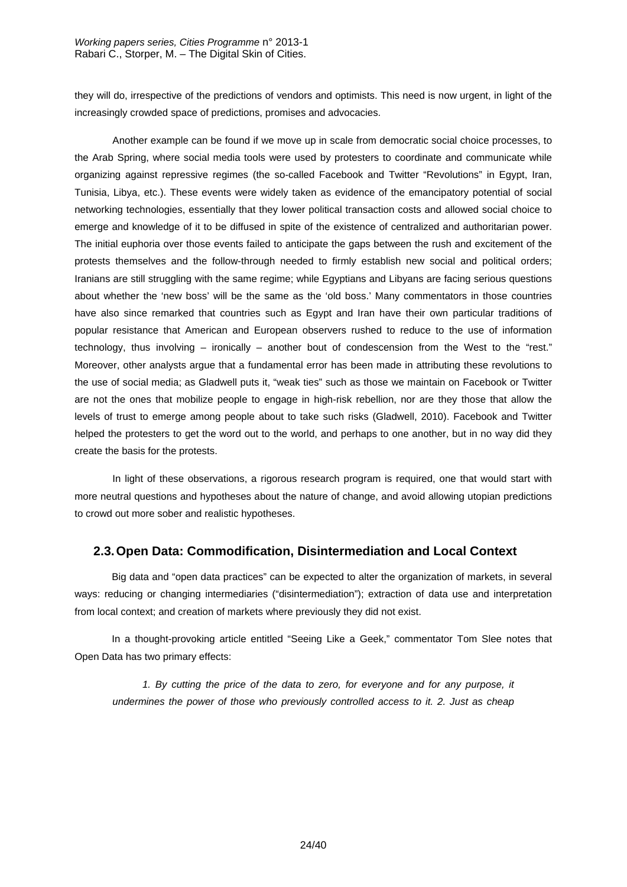they will do, irrespective of the predictions of vendors and optimists. This need is now urgent, in light of the increasingly crowded space of predictions, promises and advocacies.

Another example can be found if we move up in scale from democratic social choice processes, to the Arab Spring, where social media tools were used by protesters to coordinate and communicate while organizing against repressive regimes (the so-called Facebook and Twitter "Revolutions" in Egypt, Iran, Tunisia, Libya, etc.). These events were widely taken as evidence of the emancipatory potential of social networking technologies, essentially that they lower political transaction costs and allowed social choice to emerge and knowledge of it to be diffused in spite of the existence of centralized and authoritarian power. The initial euphoria over those events failed to anticipate the gaps between the rush and excitement of the protests themselves and the follow-through needed to firmly establish new social and political orders; Iranians are still struggling with the same regime; while Egyptians and Libyans are facing serious questions about whether the 'new boss' will be the same as the 'old boss.' Many commentators in those countries have also since remarked that countries such as Egypt and Iran have their own particular traditions of popular resistance that American and European observers rushed to reduce to the use of information technology, thus involving – ironically – another bout of condescension from the West to the "rest." Moreover, other analysts argue that a fundamental error has been made in attributing these revolutions to the use of social media; as Gladwell puts it, "weak ties" such as those we maintain on Facebook or Twitter are not the ones that mobilize people to engage in high-risk rebellion, nor are they those that allow the levels of trust to emerge among people about to take such risks (Gladwell, 2010). Facebook and Twitter helped the protesters to get the word out to the world, and perhaps to one another, but in no way did they create the basis for the protests.

In light of these observations, a rigorous research program is required, one that would start with more neutral questions and hypotheses about the nature of change, and avoid allowing utopian predictions to crowd out more sober and realistic hypotheses.

## 2.3. Open Data: Commodification, Disintermediation and Local Context

Big data and "open data practices" can be expected to alter the organization of markets, in several ways: reducing or changing intermediaries ("disintermediation"); extraction of data use and interpretation from local context; and creation of markets where previously they did not exist.

In a thought-provoking article entitled "Seeing Like a Geek," commentator Tom Slee notes that Open Data has two primary effects:

> *1. By cutting the price of the data to zero, for everyone and for any purpose, it undermines the power of those who previously controlled access to it. 2. Just as cheap*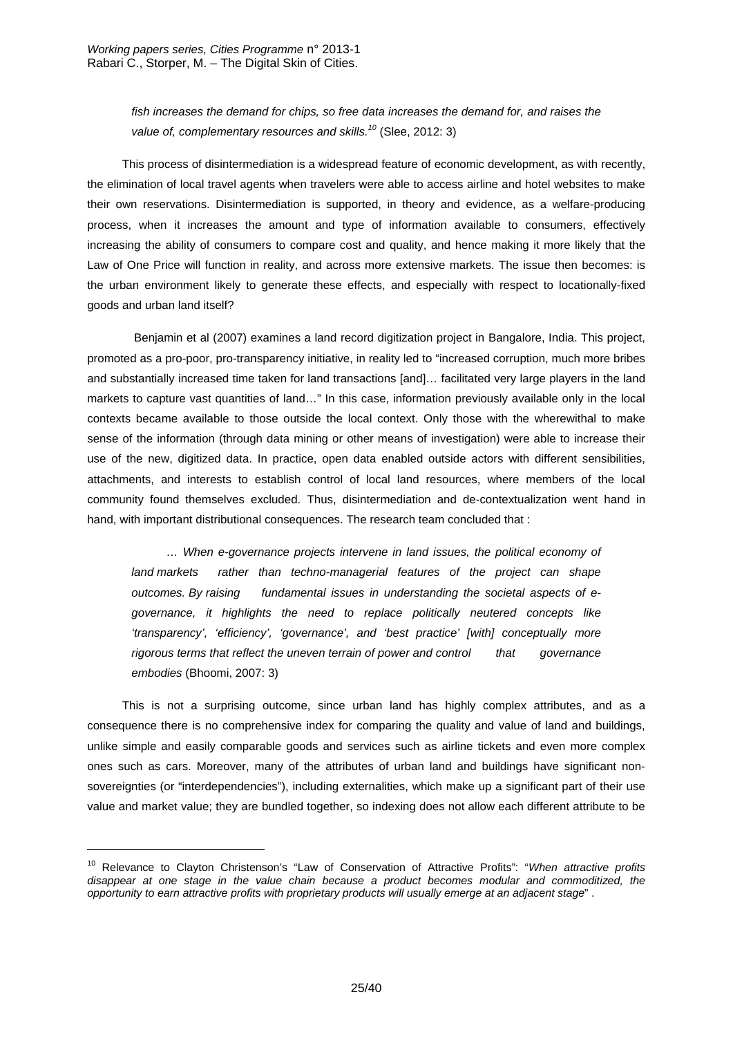*fish increases the demand for chips, so free data increases the demand for, and raises the value of, complementary resources and skills.*[10] (Slee, 2012: 3)

This process of disintermediation is a widespread feature of economic development, as with recently, the elimination of local travel agents when travelers were able to access airline and hotel websites to make their own reservations. Disintermediation is supported, in theory and evidence, as a welfare-producing process, when it increases the amount and type of information available to consumers, effectively increasing the ability of consumers to compare cost and quality, and hence making it more likely that the Law of One Price will function in reality, and across more extensive markets. The issue then becomes: is the urban environment likely to generate these effects, and especially with respect to locationally-fixed goods and urban land itself?

Benjamin et al (2007) examines a land record digitization project in Bangalore, India. This project, promoted as a pro-poor, pro-transparency initiative, in reality led to "increased corruption, much more bribes and substantially increased time taken for land transactions [and]… facilitated very large players in the land markets to capture vast quantities of land…" In this case, information previously available only in the local contexts became available to those outside the local context. Only those with the wherewithal to make sense of the information (through data mining or other means of investigation) were able to increase their use of the new, digitized data. In practice, open data enabled outside actors with different sensibilities, attachments, and interests to establish control of local land resources, where members of the local community found themselves excluded. Thus, disintermediation and de-contextualization went hand in hand, with important distributional consequences. The research team concluded that :

> *… When e-governance projects intervene in land issues, the political economy of land markets rather than techno-managerial features of the project can shape outcomes. By raising fundamental issues in understanding the societal aspects of e-governance, it highlights the need to replace politically neutered concepts like 'transparency', 'efficiency', 'governance', and 'best practice' [with] conceptually more rigorous terms that reflect the uneven terrain of power and control that governance embodies* (Bhoomi, 2007: 3)

This is not a surprising outcome, since urban land has highly complex attributes, and as a consequence there is no comprehensive index for comparing the quality and value of land and buildings, unlike simple and easily comparable goods and services such as airline tickets and even more complex ones such as cars. Moreover, many of the attributes of urban land and buildings have significant non-sovereignties (or "interdependencies"), including externalities, which make up a significant part of their use value and market value; they are bundled together, so indexing does not allow each different attribute to be

---

[10] Relevance to Clayton Christenson's "Law of Conservation of Attractive Profits": "*When attractive profits disappear at one stage in the value chain because a product becomes modular and commoditized, the opportunity to earn attractive profits with proprietary products will usually emerge at an adjacent stage*" .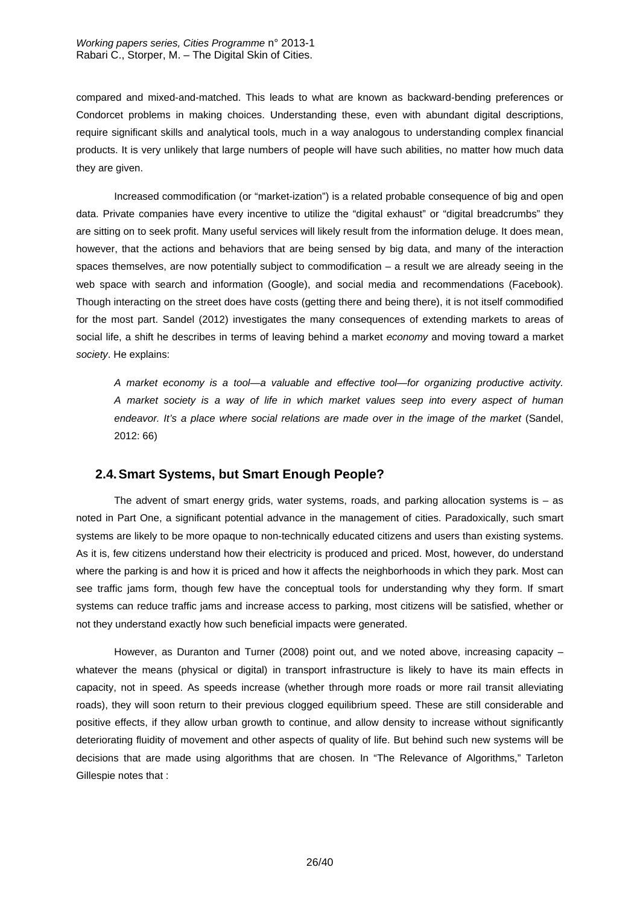compared and mixed-and-matched. This leads to what are known as backward-bending preferences or Condorcet problems in making choices. Understanding these, even with abundant digital descriptions, require significant skills and analytical tools, much in a way analogous to understanding complex financial products. It is very unlikely that large numbers of people will have such abilities, no matter how much data they are given.

Increased commodification (or "market-ization") is a related probable consequence of big and open data. Private companies have every incentive to utilize the "digital exhaust" or "digital breadcrumbs" they are sitting on to seek profit. Many useful services will likely result from the information deluge. It does mean, however, that the actions and behaviors that are being sensed by big data, and many of the interaction spaces themselves, are now potentially subject to commodification – a result we are already seeing in the web space with search and information (Google), and social media and recommendations (Facebook). Though interacting on the street does have costs (getting there and being there), it is not itself commodified for the most part. Sandel (2012) investigates the many consequences of extending markets to areas of social life, a shift he describes in terms of leaving behind a market *economy* and moving toward a market *society*. He explains:

> *A market economy is a tool—a valuable and effective tool—for organizing productive activity. A market society is a way of life in which market values seep into every aspect of human endeavor. It's a place where social relations are made over in the image of the market* (Sandel, 2012: 66)

## 2.4. Smart Systems, but Smart Enough People?

The advent of smart energy grids, water systems, roads, and parking allocation systems is – as noted in Part One, a significant potential advance in the management of cities. Paradoxically, such smart systems are likely to be more opaque to non-technically educated citizens and users than existing systems. As it is, few citizens understand how their electricity is produced and priced. Most, however, do understand where the parking is and how it is priced and how it affects the neighborhoods in which they park. Most can see traffic jams form, though few have the conceptual tools for understanding why they form. If smart systems can reduce traffic jams and increase access to parking, most citizens will be satisfied, whether or not they understand exactly how such beneficial impacts were generated.

However, as Duranton and Turner (2008) point out, and we noted above, increasing capacity – whatever the means (physical or digital) in transport infrastructure is likely to have its main effects in capacity, not in speed. As speeds increase (whether through more roads or more rail transit alleviating roads), they will soon return to their previous clogged equilibrium speed. These are still considerable and positive effects, if they allow urban growth to continue, and allow density to increase without significantly deteriorating fluidity of movement and other aspects of quality of life. But behind such new systems will be decisions that are made using algorithms that are chosen. In "The Relevance of Algorithms," Tarleton Gillespie notes that :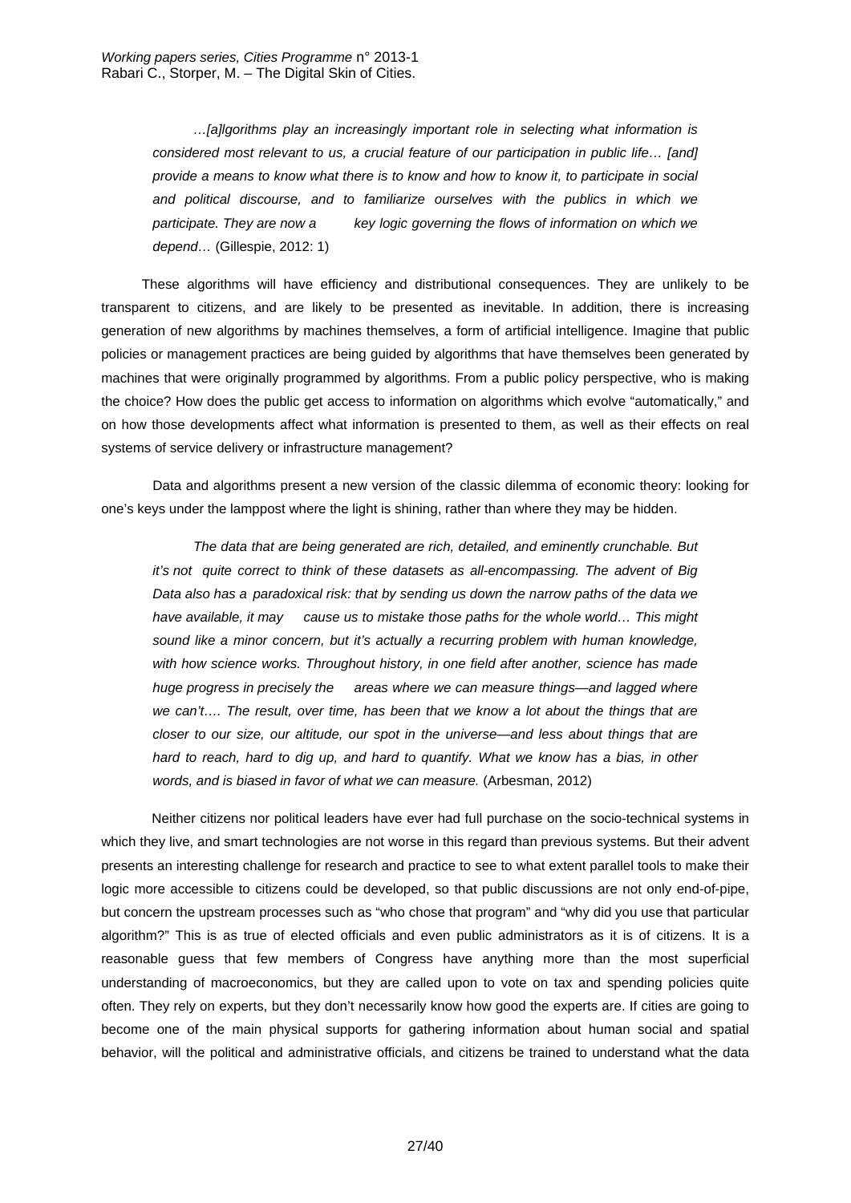> *…[a]lgorithms play an increasingly important role in selecting what information is considered most relevant to us, a crucial feature of our participation in public life… [and] provide a means to know what there is to know and how to know it, to participate in social and political discourse, and to familiarize ourselves with the publics in which we participate. They are now a key logic governing the flows of information on which we depend…* (Gillespie, 2012: 1)

These algorithms will have efficiency and distributional consequences. They are unlikely to be transparent to citizens, and are likely to be presented as inevitable. In addition, there is increasing generation of new algorithms by machines themselves, a form of artificial intelligence. Imagine that public policies or management practices are being guided by algorithms that have themselves been generated by machines that were originally programmed by algorithms. From a public policy perspective, who is making the choice? How does the public get access to information on algorithms which evolve "automatically," and on how those developments affect what information is presented to them, as well as their effects on real systems of service delivery or infrastructure management?

Data and algorithms present a new version of the classic dilemma of economic theory: looking for one's keys under the lamppost where the light is shining, rather than where they may be hidden.

> *The data that are being generated are rich, detailed, and eminently crunchable. But it's not quite correct to think of these datasets as all-encompassing. The advent of Big Data also has a paradoxical risk: that by sending us down the narrow paths of the data we have available, it may cause us to mistake those paths for the whole world… This might sound like a minor concern, but it's actually a recurring problem with human knowledge, with how science works. Throughout history, in one field after another, science has made huge progress in precisely the areas where we can measure things—and lagged where we can't…. The result, over time, has been that we know a lot about the things that are closer to our size, our altitude, our spot in the universe—and less about things that are hard to reach, hard to dig up, and hard to quantify. What we know has a bias, in other words, and is biased in favor of what we can measure.* (Arbesman, 2012)

Neither citizens nor political leaders have ever had full purchase on the socio-technical systems in which they live, and smart technologies are not worse in this regard than previous systems. But their advent presents an interesting challenge for research and practice to see to what extent parallel tools to make their logic more accessible to citizens could be developed, so that public discussions are not only end-of-pipe, but concern the upstream processes such as "who chose that program" and "why did you use that particular algorithm?" This is as true of elected officials and even public administrators as it is of citizens. It is a reasonable guess that few members of Congress have anything more than the most superficial understanding of macroeconomics, but they are called upon to vote on tax and spending policies quite often. They rely on experts, but they don't necessarily know how good the experts are. If cities are going to become one of the main physical supports for gathering information about human social and spatial behavior, will the political and administrative officials, and citizens be trained to understand what the data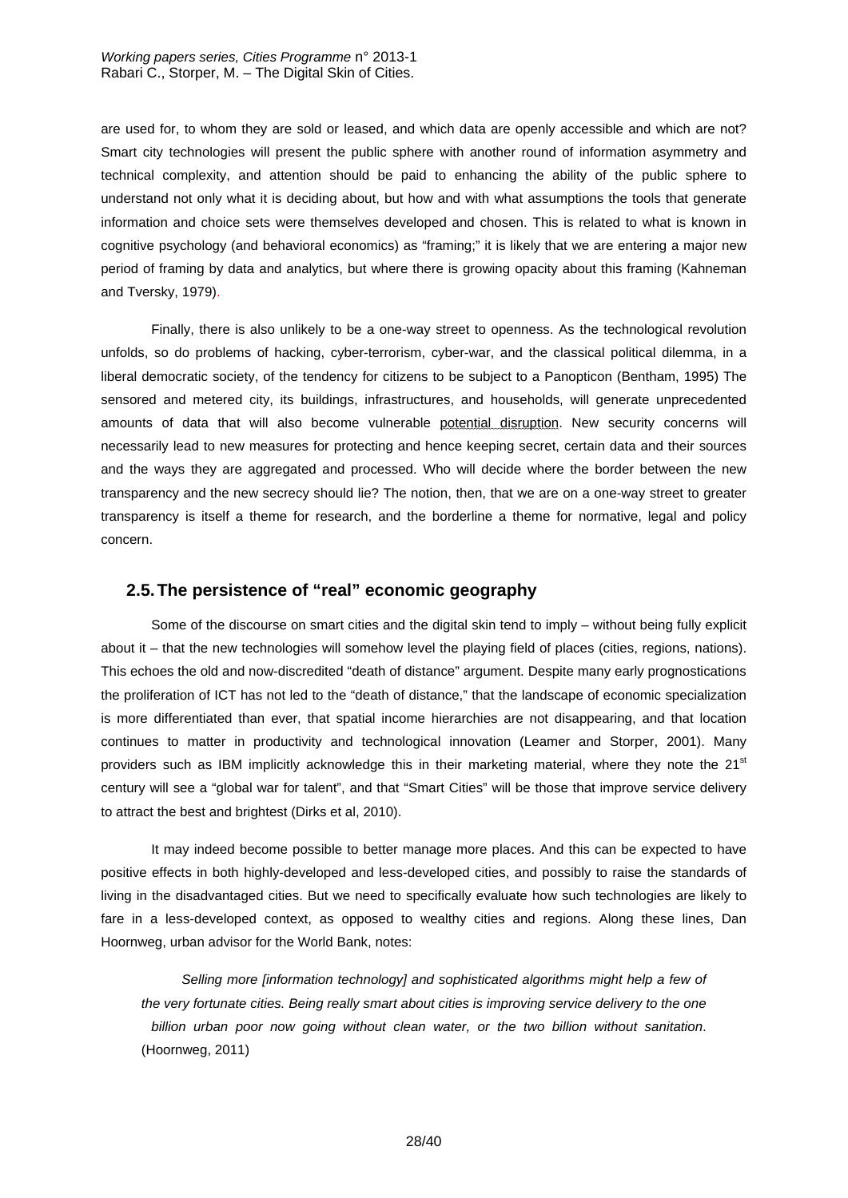are used for, to whom they are sold or leased, and which data are openly accessible and which are not? Smart city technologies will present the public sphere with another round of information asymmetry and technical complexity, and attention should be paid to enhancing the ability of the public sphere to understand not only what it is deciding about, but how and with what assumptions the tools that generate information and choice sets were themselves developed and chosen. This is related to what is known in cognitive psychology (and behavioral economics) as "framing;" it is likely that we are entering a major new period of framing by data and analytics, but where there is growing opacity about this framing (Kahneman and Tversky, 1979).

Finally, there is also unlikely to be a one-way street to openness. As the technological revolution unfolds, so do problems of hacking, cyber-terrorism, cyber-war, and the classical political dilemma, in a liberal democratic society, of the tendency for citizens to be subject to a Panopticon (Bentham, 1995) The sensored and metered city, its buildings, infrastructures, and households, will generate unprecedented amounts of data that will also become vulnerable potential disruption. New security concerns will necessarily lead to new measures for protecting and hence keeping secret, certain data and their sources and the ways they are aggregated and processed. Who will decide where the border between the new transparency and the new secrecy should lie? The notion, then, that we are on a one-way street to greater transparency is itself a theme for research, and the borderline a theme for normative, legal and policy concern.

## 2.5. The persistence of "real" economic geography

Some of the discourse on smart cities and the digital skin tend to imply – without being fully explicit about it – that the new technologies will somehow level the playing field of places (cities, regions, nations). This echoes the old and now-discredited "death of distance" argument. Despite many early prognostications the proliferation of ICT has not led to the "death of distance," that the landscape of economic specialization is more differentiated than ever, that spatial income hierarchies are not disappearing, and that location continues to matter in productivity and technological innovation (Leamer and Storper, 2001). Many providers such as IBM implicitly acknowledge this in their marketing material, where they note the 21st century will see a "global war for talent", and that "Smart Cities" will be those that improve service delivery to attract the best and brightest (Dirks et al, 2010).

It may indeed become possible to better manage more places. And this can be expected to have positive effects in both highly-developed and less-developed cities, and possibly to raise the standards of living in the disadvantaged cities. But we need to specifically evaluate how such technologies are likely to fare in a less-developed context, as opposed to wealthy cities and regions. Along these lines, Dan Hoornweg, urban advisor for the World Bank, notes:

> *Selling more [information technology] and sophisticated algorithms might help a few of the very fortunate cities. Being really smart about cities is improving service delivery to the one billion urban poor now going without clean water, or the two billion without sanitation.* (Hoornweg, 2011)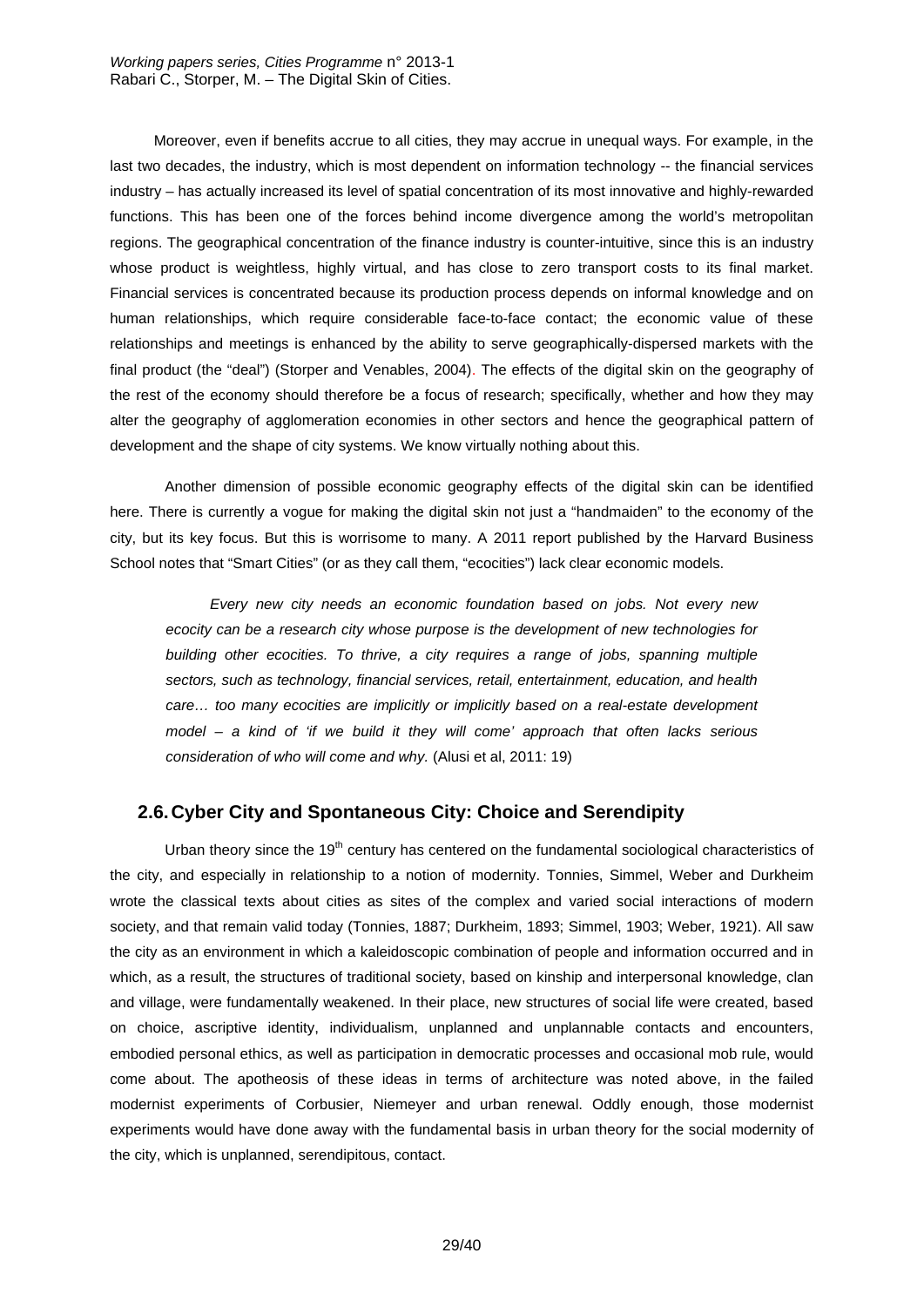Moreover, even if benefits accrue to all cities, they may accrue in unequal ways. For example, in the last two decades, the industry, which is most dependent on information technology -- the financial services industry – has actually increased its level of spatial concentration of its most innovative and highly-rewarded functions. This has been one of the forces behind income divergence among the world's metropolitan regions. The geographical concentration of the finance industry is counter-intuitive, since this is an industry whose product is weightless, highly virtual, and has close to zero transport costs to its final market. Financial services is concentrated because its production process depends on informal knowledge and on human relationships, which require considerable face-to-face contact; the economic value of these relationships and meetings is enhanced by the ability to serve geographically-dispersed markets with the final product (the "deal") (Storper and Venables, 2004). The effects of the digital skin on the geography of the rest of the economy should therefore be a focus of research; specifically, whether and how they may alter the geography of agglomeration economies in other sectors and hence the geographical pattern of development and the shape of city systems. We know virtually nothing about this.

Another dimension of possible economic geography effects of the digital skin can be identified here. There is currently a vogue for making the digital skin not just a "handmaiden" to the economy of the city, but its key focus. But this is worrisome to many. A 2011 report published by the Harvard Business School notes that "Smart Cities" (or as they call them, "ecocities") lack clear economic models.

> *Every new city needs an economic foundation based on jobs. Not every new ecocity can be a research city whose purpose is the development of new technologies for building other ecocities. To thrive, a city requires a range of jobs, spanning multiple sectors, such as technology, financial services, retail, entertainment, education, and health care… too many ecocities are implicitly or implicitly based on a real-estate development model – a kind of 'if we build it they will come' approach that often lacks serious consideration of who will come and why.* (Alusi et al, 2011: 19)

## 2.6. Cyber City and Spontaneous City: Choice and Serendipity

Urban theory since the 19th century has centered on the fundamental sociological characteristics of the city, and especially in relationship to a notion of modernity. Tonnies, Simmel, Weber and Durkheim wrote the classical texts about cities as sites of the complex and varied social interactions of modern society, and that remain valid today (Tonnies, 1887; Durkheim, 1893; Simmel, 1903; Weber, 1921). All saw the city as an environment in which a kaleidoscopic combination of people and information occurred and in which, as a result, the structures of traditional society, based on kinship and interpersonal knowledge, clan and village, were fundamentally weakened. In their place, new structures of social life were created, based on choice, ascriptive identity, individualism, unplanned and unplannable contacts and encounters, embodied personal ethics, as well as participation in democratic processes and occasional mob rule, would come about. The apotheosis of these ideas in terms of architecture was noted above, in the failed modernist experiments of Corbusier, Niemeyer and urban renewal. Oddly enough, those modernist experiments would have done away with the fundamental basis in urban theory for the social modernity of the city, which is unplanned, serendipitous, contact.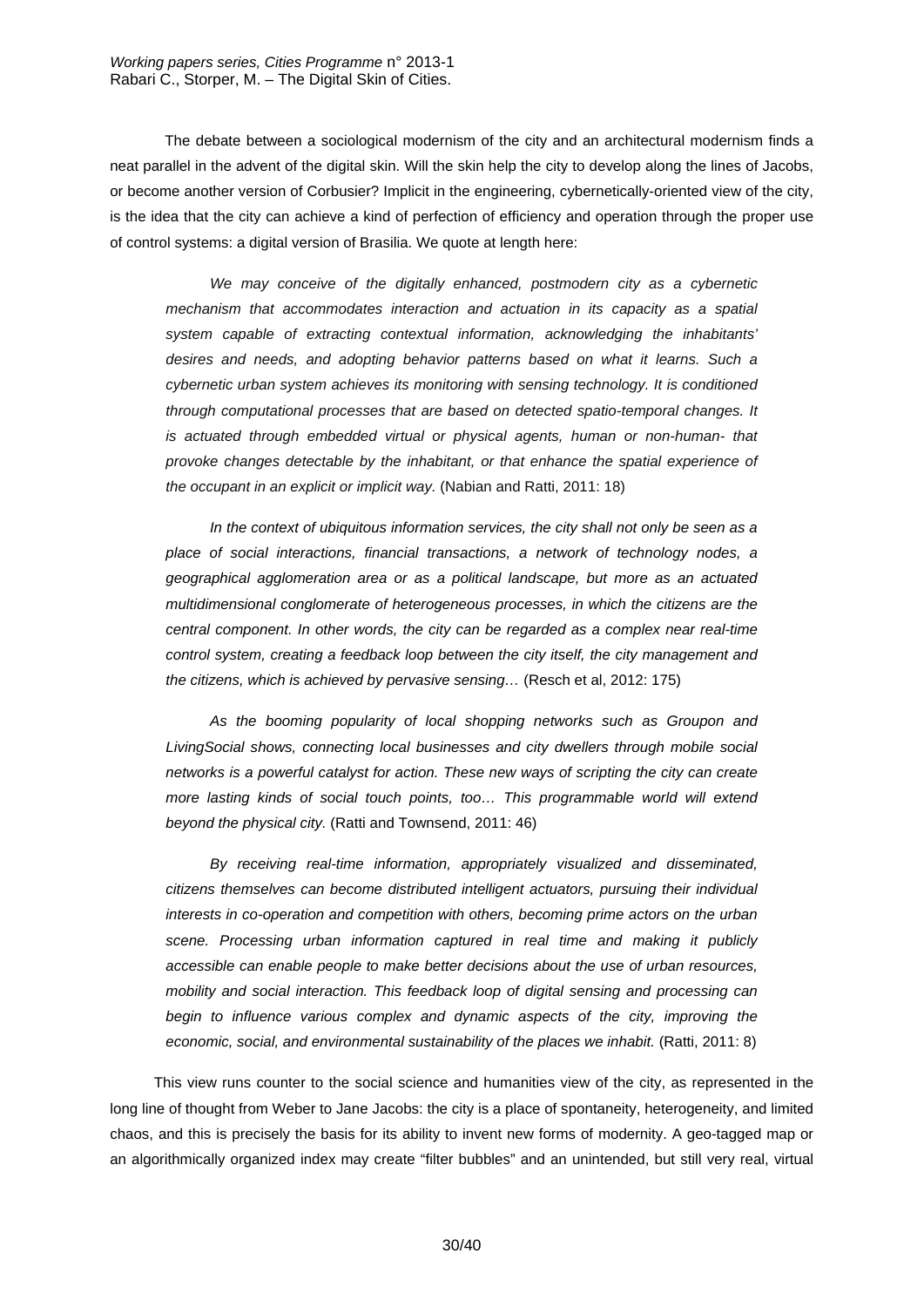The debate between a sociological modernism of the city and an architectural modernism finds a neat parallel in the advent of the digital skin. Will the skin help the city to develop along the lines of Jacobs, or become another version of Corbusier? Implicit in the engineering, cybernetically-oriented view of the city, is the idea that the city can achieve a kind of perfection of efficiency and operation through the proper use of control systems: a digital version of Brasilia. We quote at length here:

> *We may conceive of the digitally enhanced, postmodern city as a cybernetic mechanism that accommodates interaction and actuation in its capacity as a spatial system capable of extracting contextual information, acknowledging the inhabitants' desires and needs, and adopting behavior patterns based on what it learns. Such a cybernetic urban system achieves its monitoring with sensing technology. It is conditioned through computational processes that are based on detected spatio-temporal changes. It is actuated through embedded virtual or physical agents, human or non-human- that provoke changes detectable by the inhabitant, or that enhance the spatial experience of the occupant in an explicit or implicit way.* (Nabian and Ratti, 2011: 18)

> *In the context of ubiquitous information services, the city shall not only be seen as a place of social interactions, financial transactions, a network of technology nodes, a geographical agglomeration area or as a political landscape, but more as an actuated multidimensional conglomerate of heterogeneous processes, in which the citizens are the central component. In other words, the city can be regarded as a complex near real-time control system, creating a feedback loop between the city itself, the city management and the citizens, which is achieved by pervasive sensing…* (Resch et al, 2012: 175)

> *As the booming popularity of local shopping networks such as Groupon and LivingSocial shows, connecting local businesses and city dwellers through mobile social networks is a powerful catalyst for action. These new ways of scripting the city can create more lasting kinds of social touch points, too… This programmable world will extend beyond the physical city.* (Ratti and Townsend, 2011: 46)

> *By receiving real-time information, appropriately visualized and disseminated, citizens themselves can become distributed intelligent actuators, pursuing their individual interests in co-operation and competition with others, becoming prime actors on the urban scene. Processing urban information captured in real time and making it publicly accessible can enable people to make better decisions about the use of urban resources, mobility and social interaction. This feedback loop of digital sensing and processing can begin to influence various complex and dynamic aspects of the city, improving the economic, social, and environmental sustainability of the places we inhabit.* (Ratti, 2011: 8)

This view runs counter to the social science and humanities view of the city, as represented in the long line of thought from Weber to Jane Jacobs: the city is a place of spontaneity, heterogeneity, and limited chaos, and this is precisely the basis for its ability to invent new forms of modernity. A geo-tagged map or an algorithmically organized index may create "filter bubbles" and an unintended, but still very real, virtual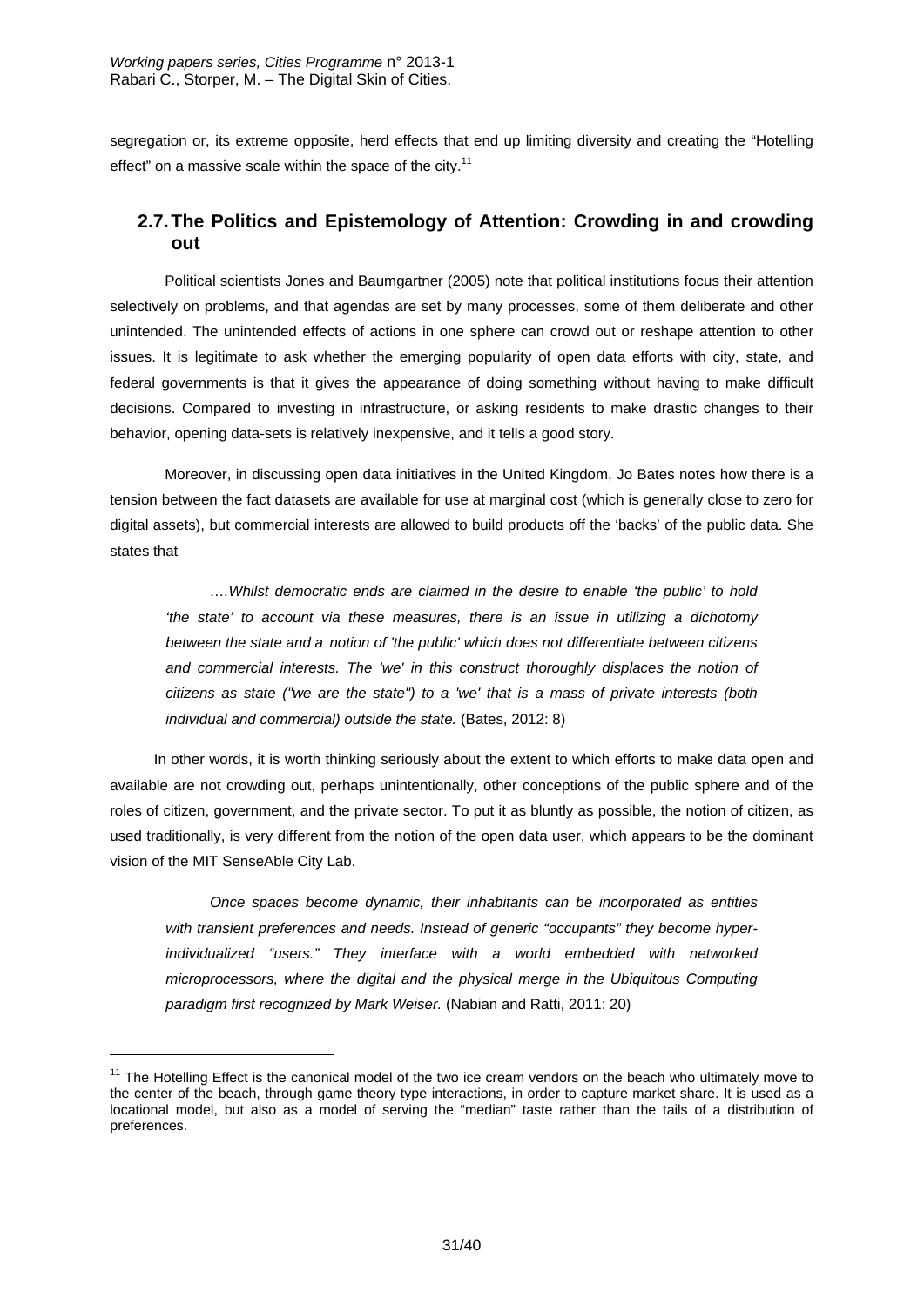segregation or, its extreme opposite, herd effects that end up limiting diversity and creating the "Hotelling effect" on a massive scale within the space of the city.[11]

## 2.7. The Politics and Epistemology of Attention: Crowding in and crowding out

Political scientists Jones and Baumgartner (2005) note that political institutions focus their attention selectively on problems, and that agendas are set by many processes, some of them deliberate and other unintended. The unintended effects of actions in one sphere can crowd out or reshape attention to other issues. It is legitimate to ask whether the emerging popularity of open data efforts with city, state, and federal governments is that it gives the appearance of doing something without having to make difficult decisions. Compared to investing in infrastructure, or asking residents to make drastic changes to their behavior, opening data-sets is relatively inexpensive, and it tells a good story.

Moreover, in discussing open data initiatives in the United Kingdom, Jo Bates notes how there is a tension between the fact datasets are available for use at marginal cost (which is generally close to zero for digital assets), but commercial interests are allowed to build products off the 'backs' of the public data. She states that

> *….Whilst democratic ends are claimed in the desire to enable 'the public' to hold 'the state' to account via these measures, there is an issue in utilizing a dichotomy between the state and a notion of 'the public' which does not differentiate between citizens and commercial interests. The 'we' in this construct thoroughly displaces the notion of citizens as state ("we are the state") to a 'we' that is a mass of private interests (both individual and commercial) outside the state.* (Bates, 2012: 8)

In other words, it is worth thinking seriously about the extent to which efforts to make data open and available are not crowding out, perhaps unintentionally, other conceptions of the public sphere and of the roles of citizen, government, and the private sector. To put it as bluntly as possible, the notion of citizen, as used traditionally, is very different from the notion of the open data user, which appears to be the dominant vision of the MIT SenseAble City Lab.

> *Once spaces become dynamic, their inhabitants can be incorporated as entities with transient preferences and needs. Instead of generic "occupants" they become hyper-individualized "users." They interface with a world embedded with networked microprocessors, where the digital and the physical merge in the Ubiquitous Computing paradigm first recognized by Mark Weiser.* (Nabian and Ratti, 2011: 20)

[11] The Hotelling Effect is the canonical model of the two ice cream vendors on the beach who ultimately move to the center of the beach, through game theory type interactions, in order to capture market share. It is used as a locational model, but also as a model of serving the "median" taste rather than the tails of a distribution of preferences.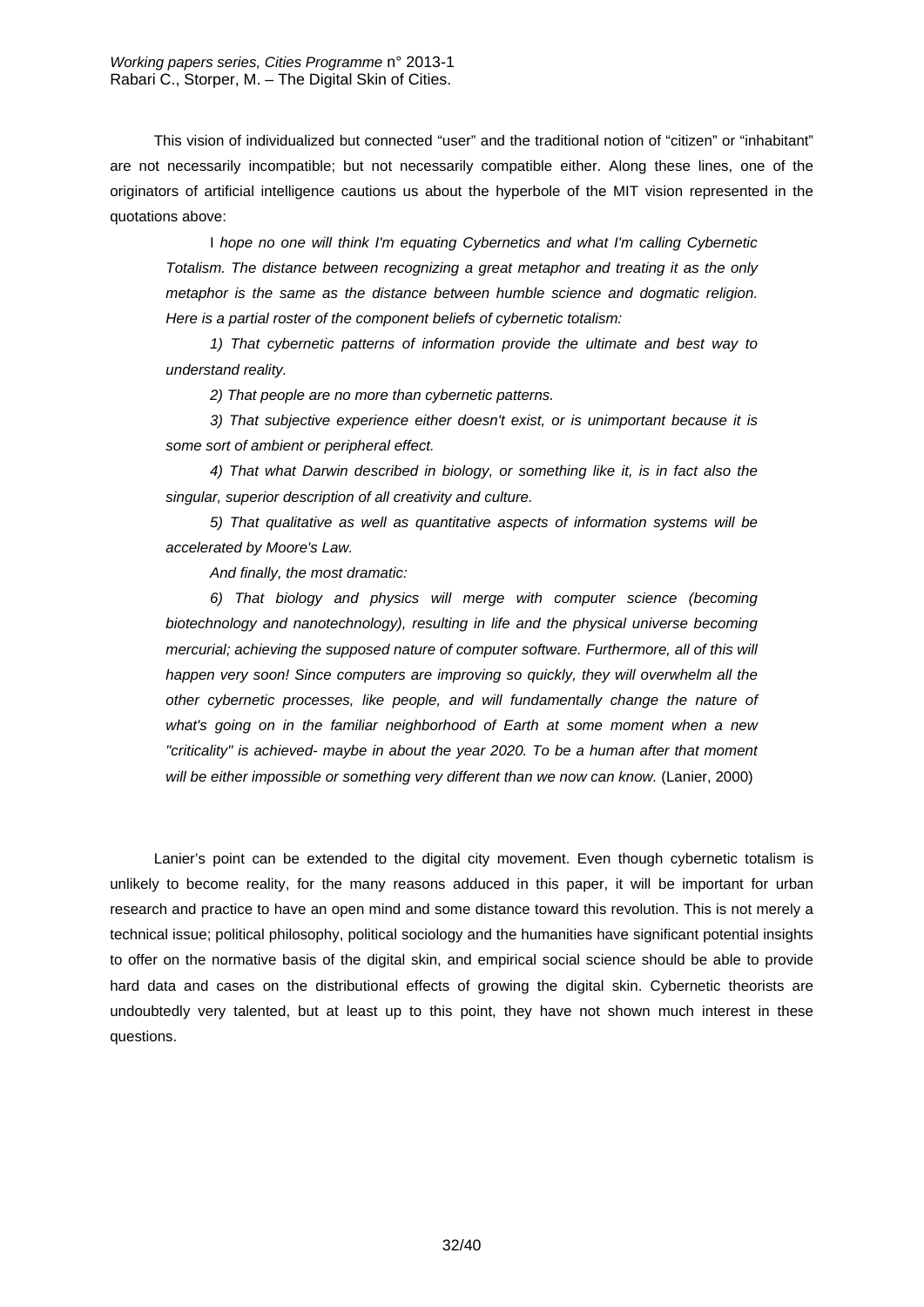This vision of individualized but connected "user" and the traditional notion of "citizen" or "inhabitant" are not necessarily incompatible; but not necessarily compatible either. Along these lines, one of the originators of artificial intelligence cautions us about the hyperbole of the MIT vision represented in the quotations above:

> I *hope no one will think I'm equating Cybernetics and what I'm calling Cybernetic Totalism. The distance between recognizing a great metaphor and treating it as the only metaphor is the same as the distance between humble science and dogmatic religion. Here is a partial roster of the component beliefs of cybernetic totalism:*
>
> *1) That cybernetic patterns of information provide the ultimate and best way to understand reality.*
>
> *2) That people are no more than cybernetic patterns.*
>
> *3) That subjective experience either doesn't exist, or is unimportant because it is some sort of ambient or peripheral effect.*
>
> *4) That what Darwin described in biology, or something like it, is in fact also the singular, superior description of all creativity and culture.*
>
> *5) That qualitative as well as quantitative aspects of information systems will be accelerated by Moore's Law.*
>
> *And finally, the most dramatic:*
>
> *6) That biology and physics will merge with computer science (becoming biotechnology and nanotechnology), resulting in life and the physical universe becoming mercurial; achieving the supposed nature of computer software. Furthermore, all of this will happen very soon! Since computers are improving so quickly, they will overwhelm all the other cybernetic processes, like people, and will fundamentally change the nature of what's going on in the familiar neighborhood of Earth at some moment when a new "criticality" is achieved- maybe in about the year 2020. To be a human after that moment will be either impossible or something very different than we now can know.* (Lanier, 2000)

Lanier's point can be extended to the digital city movement. Even though cybernetic totalism is unlikely to become reality, for the many reasons adduced in this paper, it will be important for urban research and practice to have an open mind and some distance toward this revolution. This is not merely a technical issue; political philosophy, political sociology and the humanities have significant potential insights to offer on the normative basis of the digital skin, and empirical social science should be able to provide hard data and cases on the distributional effects of growing the digital skin. Cybernetic theorists are undoubtedly very talented, but at least up to this point, they have not shown much interest in these questions.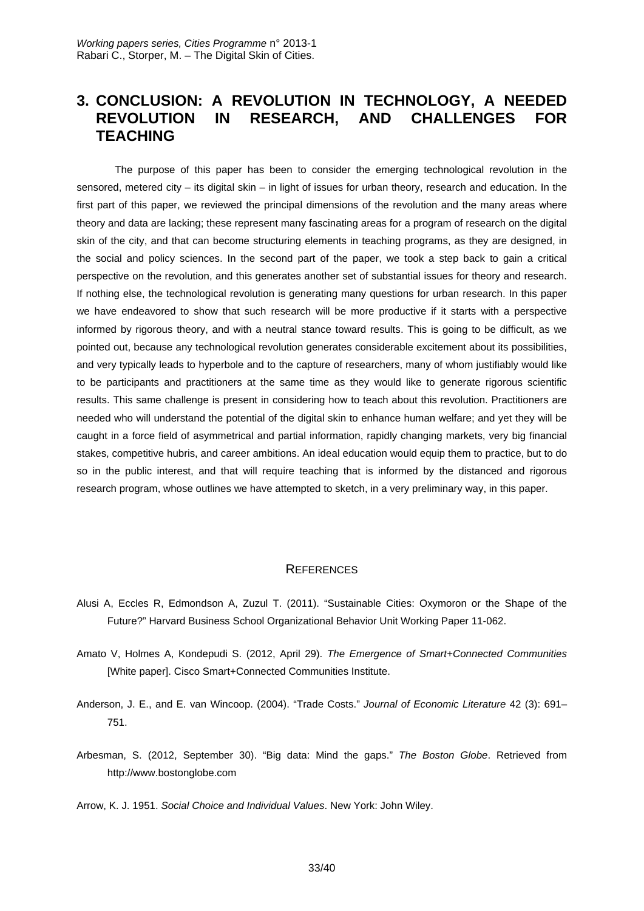# 3. CONCLUSION: A REVOLUTION IN TECHNOLOGY, A NEEDED REVOLUTION IN RESEARCH, AND CHALLENGES FOR TEACHING

The purpose of this paper has been to consider the emerging technological revolution in the sensored, metered city – its digital skin – in light of issues for urban theory, research and education. In the first part of this paper, we reviewed the principal dimensions of the revolution and the many areas where theory and data are lacking; these represent many fascinating areas for a program of research on the digital skin of the city, and that can become structuring elements in teaching programs, as they are designed, in the social and policy sciences. In the second part of the paper, we took a step back to gain a critical perspective on the revolution, and this generates another set of substantial issues for theory and research. If nothing else, the technological revolution is generating many questions for urban research. In this paper we have endeavored to show that such research will be more productive if it starts with a perspective informed by rigorous theory, and with a neutral stance toward results. This is going to be difficult, as we pointed out, because any technological revolution generates considerable excitement about its possibilities, and very typically leads to hyperbole and to the capture of researchers, many of whom justifiably would like to be participants and practitioners at the same time as they would like to generate rigorous scientific results. This same challenge is present in considering how to teach about this revolution. Practitioners are needed who will understand the potential of the digital skin to enhance human welfare; and yet they will be caught in a force field of asymmetrical and partial information, rapidly changing markets, very big financial stakes, competitive hubris, and career ambitions. An ideal education would equip them to practice, but to do so in the public interest, and that will require teaching that is informed by the distanced and rigorous research program, whose outlines we have attempted to sketch, in a very preliminary way, in this paper.

## REFERENCES

Alusi A, Eccles R, Edmondson A, Zuzul T. (2011). "Sustainable Cities: Oxymoron or the Shape of the Future?" Harvard Business School Organizational Behavior Unit Working Paper 11-062.

Amato V, Holmes A, Kondepudi S. (2012, April 29). *The Emergence of Smart+Connected Communities* [White paper]. Cisco Smart+Connected Communities Institute.

Anderson, J. E., and E. van Wincoop. (2004). "Trade Costs." *Journal of Economic Literature* 42 (3): 691–751.

Arbesman, S. (2012, September 30). "Big data: Mind the gaps." *The Boston Globe*. Retrieved from http://www.bostonglobe.com

Arrow, K. J. 1951. *Social Choice and Individual Values*. New York: John Wiley.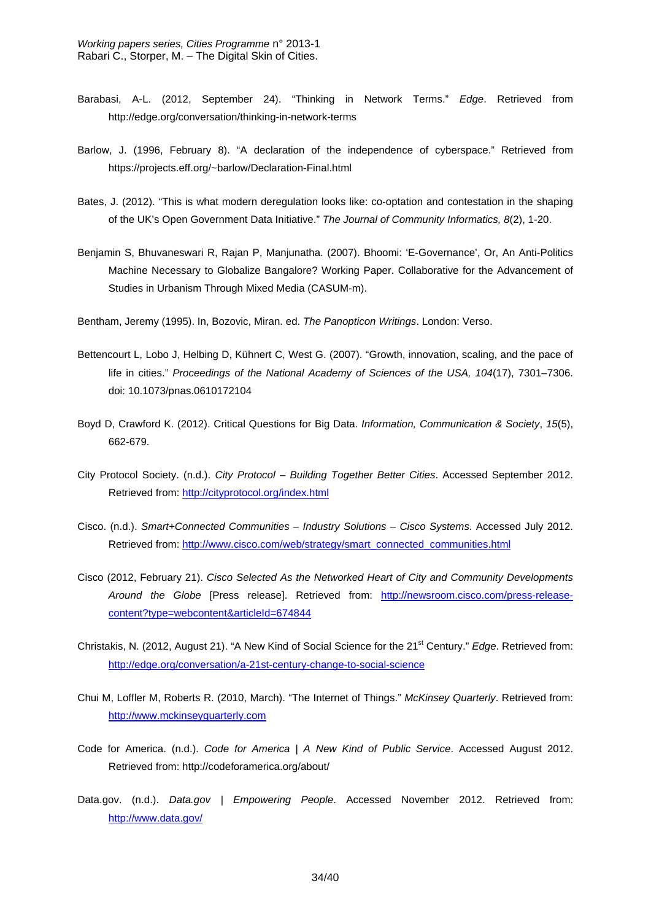Barabasi, A-L. (2012, September 24). “Thinking in Network Terms.” *Edge*. Retrieved from http://edge.org/conversation/thinking-in-network-terms

Barlow, J. (1996, February 8). “A declaration of the independence of cyberspace.” Retrieved from https://projects.eff.org/~barlow/Declaration-Final.html

Bates, J. (2012). “This is what modern deregulation looks like: co-optation and contestation in the shaping of the UK’s Open Government Data Initiative.” *The Journal of Community Informatics, 8*(2), 1-20.

Benjamin S, Bhuvaneswari R, Rajan P, Manjunatha. (2007). Bhoomi: ‘E-Governance’, Or, An Anti-Politics Machine Necessary to Globalize Bangalore? Working Paper. Collaborative for the Advancement of Studies in Urbanism Through Mixed Media (CASUM-m).

Bentham, Jeremy (1995). In, Bozovic, Miran. ed. *The Panopticon Writings*. London: Verso.

Bettencourt L, Lobo J, Helbing D, Kühnert C, West G. (2007). “Growth, innovation, scaling, and the pace of life in cities.” *Proceedings of the National Academy of Sciences of the USA, 104*(17), 7301–7306. doi: 10.1073/pnas.0610172104

Boyd D, Crawford K. (2012). Critical Questions for Big Data. *Information, Communication & Society*, *15*(5), 662-679.

City Protocol Society. (n.d.). *City Protocol – Building Together Better Cities*. Accessed September 2012. Retrieved from: http://cityprotocol.org/index.html

Cisco. (n.d.). *Smart+Connected Communities – Industry Solutions – Cisco Systems*. Accessed July 2012. Retrieved from: http://www.cisco.com/web/strategy/smart_connected_communities.html

Cisco (2012, February 21). *Cisco Selected As the Networked Heart of City and Community Developments Around the Globe* [Press release]. Retrieved from: http://newsroom.cisco.com/press-release-content?type=webcontent&articleId=674844

Christakis, N. (2012, August 21). “A New Kind of Social Science for the 21st Century.” *Edge*. Retrieved from: http://edge.org/conversation/a-21st-century-change-to-social-science

Chui M, Loffler M, Roberts R. (2010, March). “The Internet of Things.” *McKinsey Quarterly*. Retrieved from: http://www.mckinseyquarterly.com

Code for America. (n.d.). *Code for America | A New Kind of Public Service*. Accessed August 2012. Retrieved from: http://codeforamerica.org/about/

Data.gov. (n.d.). *Data.gov | Empowering People*. Accessed November 2012. Retrieved from: http://www.data.gov/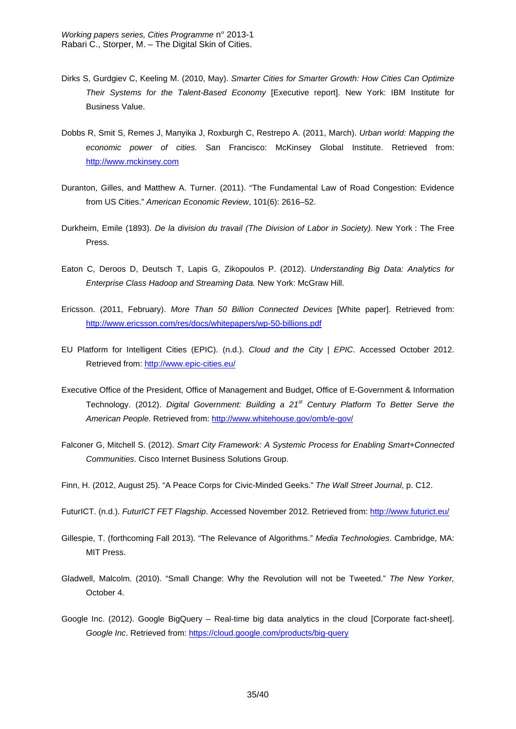Dirks S, Gurdgiev C, Keeling M. (2010, May). *Smarter Cities for Smarter Growth: How Cities Can Optimize Their Systems for the Talent-Based Economy* [Executive report]. New York: IBM Institute for Business Value.

Dobbs R, Smit S, Remes J, Manyika J, Roxburgh C, Restrepo A. (2011, March). *Urban world: Mapping the economic power of cities.* San Francisco: McKinsey Global Institute. Retrieved from: http://www.mckinsey.com

Duranton, Gilles, and Matthew A. Turner. (2011). "The Fundamental Law of Road Congestion: Evidence from US Cities." *American Economic Review*, 101(6): 2616–52.

Durkheim, Emile (1893). *De la division du travail (The Division of Labor in Society).* New York : The Free Press.

Eaton C, Deroos D, Deutsch T, Lapis G, Zikopoulos P. (2012). *Understanding Big Data: Analytics for Enterprise Class Hadoop and Streaming Data.* New York: McGraw Hill.

Ericsson. (2011, February). *More Than 50 Billion Connected Devices* [White paper]. Retrieved from: http://www.ericsson.com/res/docs/whitepapers/wp-50-billions.pdf

EU Platform for Intelligent Cities (EPIC). (n.d.). *Cloud and the City | EPIC*. Accessed October 2012. Retrieved from: http://www.epic-cities.eu/

Executive Office of the President, Office of Management and Budget, Office of E-Government & Information Technology. (2012). *Digital Government: Building a 21st Century Platform To Better Serve the American People*. Retrieved from: http://www.whitehouse.gov/omb/e-gov/

Falconer G, Mitchell S. (2012). *Smart City Framework: A Systemic Process for Enabling Smart+Connected Communities*. Cisco Internet Business Solutions Group.

Finn, H. (2012, August 25). "A Peace Corps for Civic-Minded Geeks." *The Wall Street Journal*, p. C12.

FuturICT. (n.d.). *FuturICT FET Flagship*. Accessed November 2012. Retrieved from: http://www.futurict.eu/

Gillespie, T. (forthcoming Fall 2013). "The Relevance of Algorithms." *Media Technologies*. Cambridge, MA: MIT Press.

Gladwell, Malcolm. (2010). "Small Change: Why the Revolution will not be Tweeted." *The New Yorker,* October 4.

Google Inc. (2012). Google BigQuery – Real-time big data analytics in the cloud [Corporate fact-sheet]. *Google Inc*. Retrieved from: https://cloud.google.com/products/big-query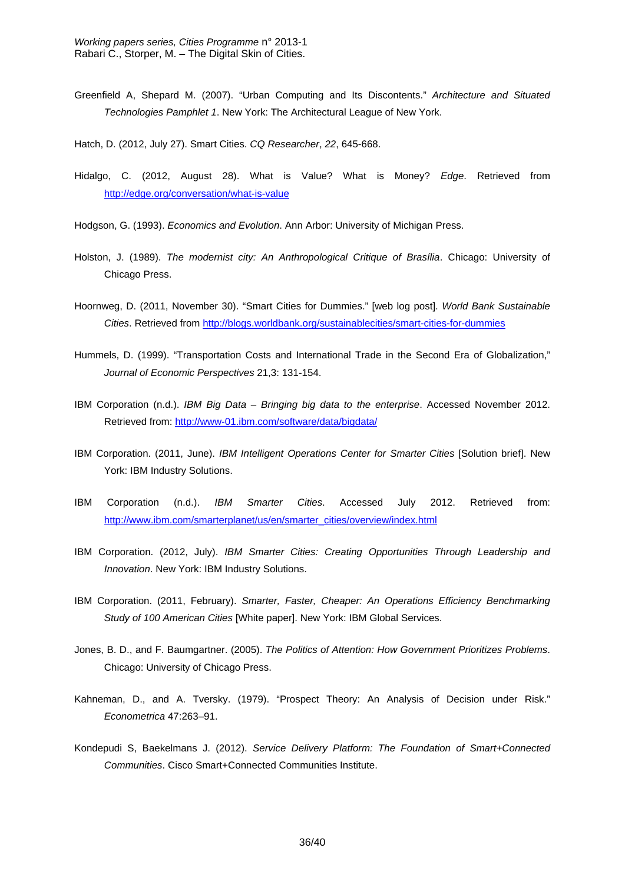Greenfield A, Shepard M. (2007). “Urban Computing and Its Discontents.” *Architecture and Situated Technologies Pamphlet 1*. New York: The Architectural League of New York.

Hatch, D. (2012, July 27). Smart Cities. *CQ Researcher*, *22*, 645-668.

Hidalgo, C. (2012, August 28). What is Value? What is Money? *Edge*. Retrieved from http://edge.org/conversation/what-is-value

Hodgson, G. (1993). *Economics and Evolution*. Ann Arbor: University of Michigan Press.

Holston, J. (1989). *The modernist city: An Anthropological Critique of Brasília*. Chicago: University of Chicago Press.

Hoornweg, D. (2011, November 30). “Smart Cities for Dummies.” [web log post]. *World Bank Sustainable Cities*. Retrieved from http://blogs.worldbank.org/sustainablecities/smart-cities-for-dummies

Hummels, D. (1999). “Transportation Costs and International Trade in the Second Era of Globalization,” *Journal of Economic Perspectives* 21,3: 131-154.

IBM Corporation (n.d.). *IBM Big Data – Bringing big data to the enterprise*. Accessed November 2012. Retrieved from: http://www-01.ibm.com/software/data/bigdata/

IBM Corporation. (2011, June). *IBM Intelligent Operations Center for Smarter Cities* [Solution brief]. New York: IBM Industry Solutions.

IBM Corporation (n.d.). *IBM Smarter Cities*. Accessed July 2012. Retrieved from: http://www.ibm.com/smarterplanet/us/en/smarter_cities/overview/index.html

IBM Corporation. (2012, July). *IBM Smarter Cities: Creating Opportunities Through Leadership and Innovation*. New York: IBM Industry Solutions.

IBM Corporation. (2011, February). *Smarter, Faster, Cheaper: An Operations Efficiency Benchmarking Study of 100 American Cities* [White paper]. New York: IBM Global Services.

Jones, B. D., and F. Baumgartner. (2005). *The Politics of Attention: How Government Prioritizes Problems*. Chicago: University of Chicago Press.

Kahneman, D., and A. Tversky. (1979). “Prospect Theory: An Analysis of Decision under Risk.” *Econometrica* 47:263–91.

Kondepudi S, Baekelmans J. (2012). *Service Delivery Platform: The Foundation of Smart+Connected Communities*. Cisco Smart+Connected Communities Institute.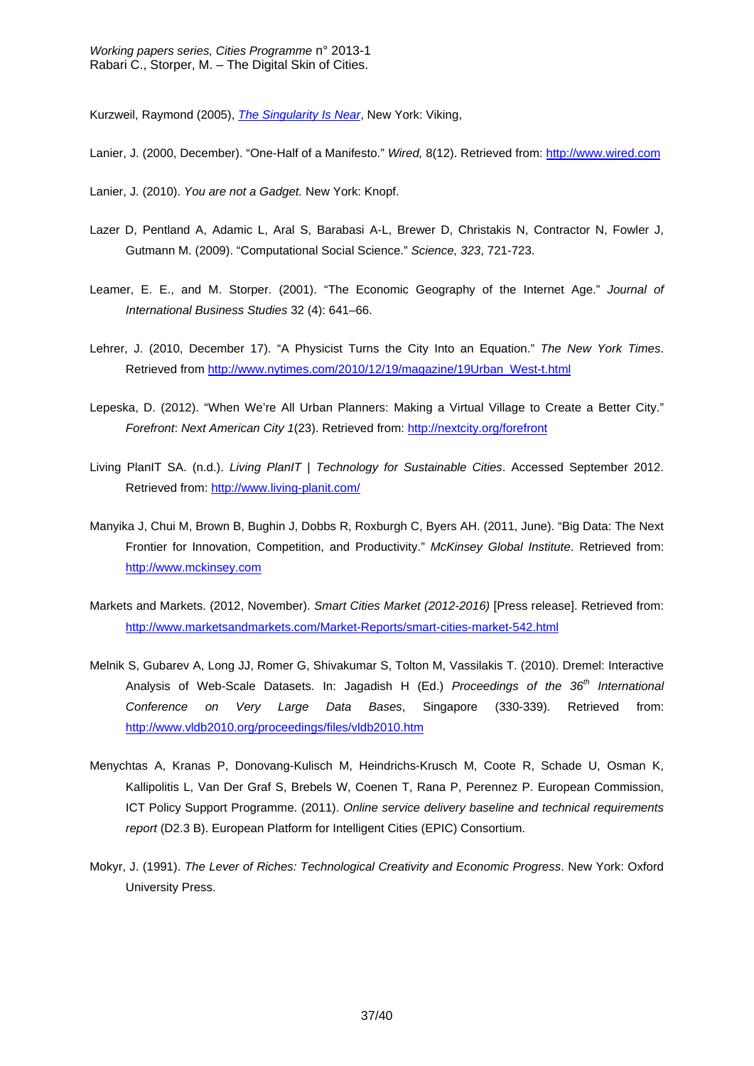Kurzweil, Raymond (2005), *[The Singularity Is Near](The Singularity Is Near)*, New York: Viking,

Lanier, J. (2000, December). "One-Half of a Manifesto." *Wired,* 8(12). Retrieved from: http://www.wired.com

Lanier, J. (2010). *You are not a Gadget.* New York: Knopf.

Lazer D, Pentland A, Adamic L, Aral S, Barabasi A-L, Brewer D, Christakis N, Contractor N, Fowler J, Gutmann M. (2009). "Computational Social Science." *Science, 323*, 721-723.

Leamer, E. E., and M. Storper. (2001). "The Economic Geography of the Internet Age." *Journal of International Business Studies* 32 (4): 641–66.

Lehrer, J. (2010, December 17). "A Physicist Turns the City Into an Equation." *The New York Times*. Retrieved from http://www.nytimes.com/2010/12/19/magazine/19Urban_West-t.html

Lepeska, D. (2012). "When We're All Urban Planners: Making a Virtual Village to Create a Better City." *Forefront*: *Next American City 1*(23). Retrieved from: http://nextcity.org/forefront

Living PlanIT SA. (n.d.). *Living PlanIT | Technology for Sustainable Cities*. Accessed September 2012. Retrieved from: http://www.living-planit.com/

Manyika J, Chui M, Brown B, Bughin J, Dobbs R, Roxburgh C, Byers AH. (2011, June). "Big Data: The Next Frontier for Innovation, Competition, and Productivity." *McKinsey Global Institute*. Retrieved from: http://www.mckinsey.com

Markets and Markets. (2012, November). *Smart Cities Market (2012-2016)* [Press release]. Retrieved from: http://www.marketsandmarkets.com/Market-Reports/smart-cities-market-542.html

Melnik S, Gubarev A, Long JJ, Romer G, Shivakumar S, Tolton M, Vassilakis T. (2010). Dremel: Interactive Analysis of Web-Scale Datasets. In: Jagadish H (Ed.) *Proceedings of the 36th International Conference on Very Large Data Bases*, Singapore (330-339). Retrieved from: http://www.vldb2010.org/proceedings/files/vldb2010.htm

Menychtas A, Kranas P, Donovang-Kulisch M, Heindrichs-Krusch M, Coote R, Schade U, Osman K, Kallipolitis L, Van Der Graf S, Brebels W, Coenen T, Rana P, Perennez P. European Commission, ICT Policy Support Programme. (2011). *Online service delivery baseline and technical requirements report* (D2.3 B). European Platform for Intelligent Cities (EPIC) Consortium.

Mokyr, J. (1991). *The Lever of Riches: Technological Creativity and Economic Progress*. New York: Oxford University Press.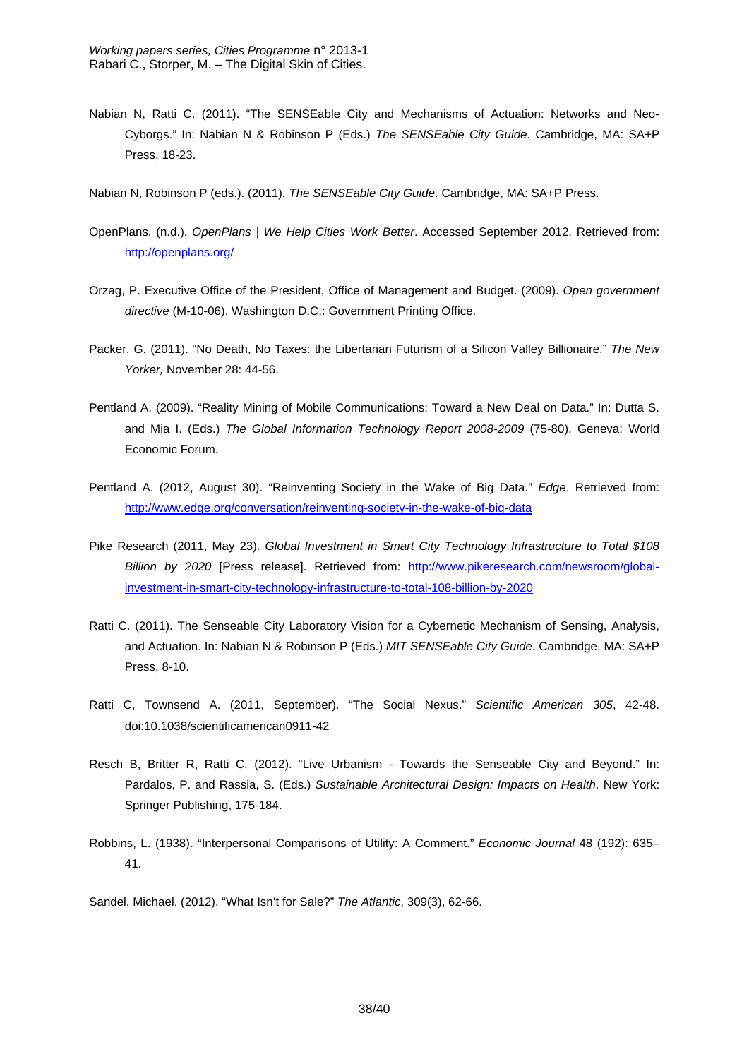Nabian N, Ratti C. (2011). "The SENSEable City and Mechanisms of Actuation: Networks and Neo-Cyborgs." In: Nabian N & Robinson P (Eds.) *The SENSEable City Guide*. Cambridge, MA: SA+P Press, 18-23.

Nabian N, Robinson P (eds.). (2011). *The SENSEable City Guide*. Cambridge, MA: SA+P Press.

OpenPlans. (n.d.). *OpenPlans | We Help Cities Work Better*. Accessed September 2012. Retrieved from: http://openplans.org/

Orzag, P. Executive Office of the President, Office of Management and Budget. (2009). *Open government directive* (M-10-06). Washington D.C.: Government Printing Office.

Packer, G. (2011). "No Death, No Taxes: the Libertarian Futurism of a Silicon Valley Billionaire." *The New Yorker,* November 28: 44-56.

Pentland A. (2009). "Reality Mining of Mobile Communications: Toward a New Deal on Data." In: Dutta S. and Mia I. (Eds.) *The Global Information Technology Report 2008-2009* (75-80). Geneva: World Economic Forum.

Pentland A. (2012, August 30). "Reinventing Society in the Wake of Big Data." *Edge*. Retrieved from: http://www.edge.org/conversation/reinventing-society-in-the-wake-of-big-data

Pike Research (2011, May 23). *Global Investment in Smart City Technology Infrastructure to Total $108 Billion by 2020* [Press release]. Retrieved from: http://www.pikeresearch.com/newsroom/global-investment-in-smart-city-technology-infrastructure-to-total-108-billion-by-2020

Ratti C. (2011). The Senseable City Laboratory Vision for a Cybernetic Mechanism of Sensing, Analysis, and Actuation. In: Nabian N & Robinson P (Eds.) *MIT SENSEable City Guide*. Cambridge, MA: SA+P Press, 8-10.

Ratti C, Townsend A. (2011, September). "The Social Nexus." *Scientific American 305*, 42-48. doi:10.1038/scientificamerican0911-42

Resch B, Britter R, Ratti C. (2012). "Live Urbanism - Towards the Senseable City and Beyond." In: Pardalos, P. and Rassia, S. (Eds.) *Sustainable Architectural Design: Impacts on Health*. New York: Springer Publishing, 175-184.

Robbins, L. (1938). "Interpersonal Comparisons of Utility: A Comment." *Economic Journal* 48 (192): 635–41.

Sandel, Michael. (2012). "What Isn't for Sale?" *The Atlantic*, 309(3), 62-66.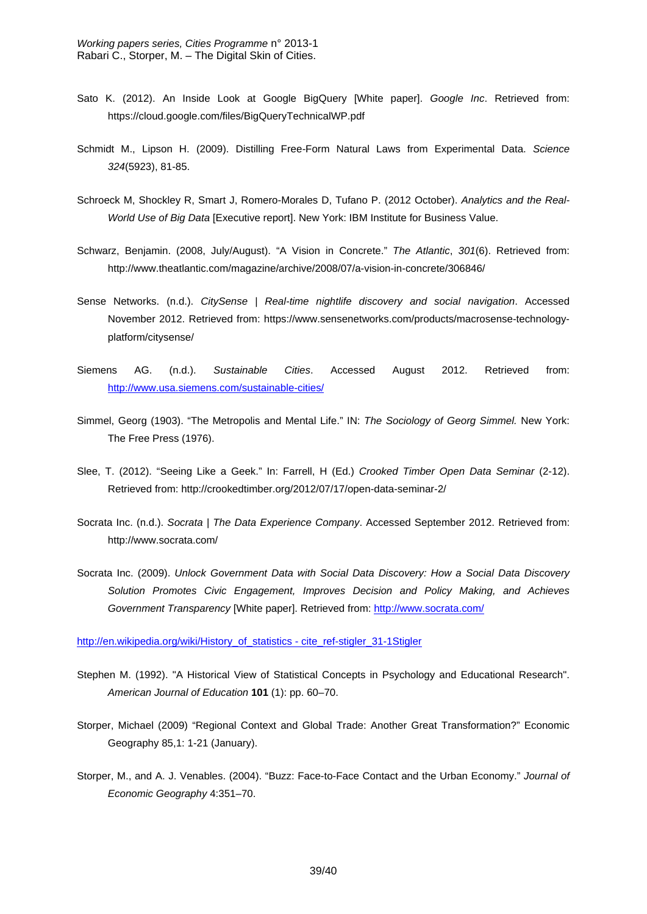Sato K. (2012). An Inside Look at Google BigQuery [White paper]. *Google Inc*. Retrieved from: https://cloud.google.com/files/BigQueryTechnicalWP.pdf

Schmidt M., Lipson H. (2009). Distilling Free-Form Natural Laws from Experimental Data. *Science 324*(5923), 81-85.

Schroeck M, Shockley R, Smart J, Romero-Morales D, Tufano P. (2012 October). *Analytics and the Real-World Use of Big Data* [Executive report]. New York: IBM Institute for Business Value.

Schwarz, Benjamin. (2008, July/August). "A Vision in Concrete." *The Atlantic*, *301*(6). Retrieved from: http://www.theatlantic.com/magazine/archive/2008/07/a-vision-in-concrete/306846/

Sense Networks. (n.d.). *CitySense | Real-time nightlife discovery and social navigation*. Accessed November 2012. Retrieved from: https://www.sensenetworks.com/products/macrosense-technology-platform/citysense/

Siemens AG. (n.d.). *Sustainable Cities*. Accessed August 2012. Retrieved from: http://www.usa.siemens.com/sustainable-cities/

Simmel, Georg (1903). "The Metropolis and Mental Life." IN: *The Sociology of Georg Simmel.* New York: The Free Press (1976).

Slee, T. (2012). "Seeing Like a Geek." In: Farrell, H (Ed.) *Crooked Timber Open Data Seminar* (2-12). Retrieved from: http://crookedtimber.org/2012/07/17/open-data-seminar-2/

Socrata Inc. (n.d.). *Socrata | The Data Experience Company*. Accessed September 2012. Retrieved from: http://www.socrata.com/

Socrata Inc. (2009). *Unlock Government Data with Social Data Discovery: How a Social Data Discovery Solution Promotes Civic Engagement, Improves Decision and Policy Making, and Achieves Government Transparency* [White paper]. Retrieved from: http://www.socrata.com/

http://en.wikipedia.org/wiki/History_of_statistics - cite_ref-stigler_31-1Stigler

Stephen M. (1992). "A Historical View of Statistical Concepts in Psychology and Educational Research". *American Journal of Education* **101** (1): pp. 60–70.

Storper, Michael (2009) "Regional Context and Global Trade: Another Great Transformation?" Economic Geography 85,1: 1-21 (January).

Storper, M., and A. J. Venables. (2004). "Buzz: Face-to-Face Contact and the Urban Economy." *Journal of Economic Geography* 4:351–70.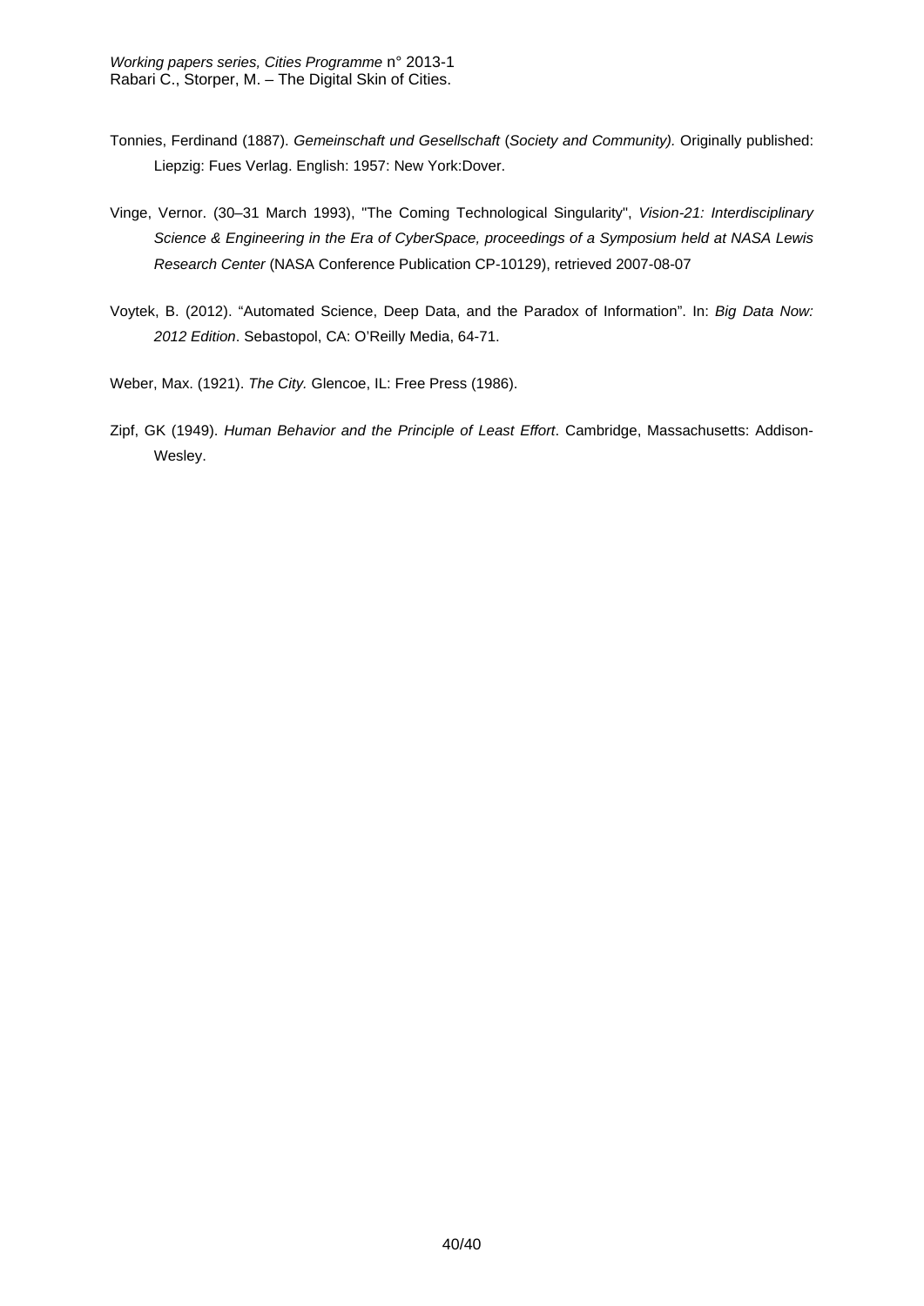Tonnies, Ferdinand (1887). *Gemeinschaft und Gesellschaft* (*Society and Community).* Originally published: Liepzig: Fues Verlag. English: 1957: New York:Dover.

Vinge, Vernor. (30–31 March 1993), "The Coming Technological Singularity", *Vision-21: Interdisciplinary Science & Engineering in the Era of CyberSpace, proceedings of a Symposium held at NASA Lewis Research Center* (NASA Conference Publication CP-10129), retrieved 2007-08-07

Voytek, B. (2012). “Automated Science, Deep Data, and the Paradox of Information”. In: *Big Data Now: 2012 Edition*. Sebastopol, CA: O’Reilly Media, 64-71.

Weber, Max. (1921). *The City.* Glencoe, IL: Free Press (1986).

Zipf, GK (1949). *Human Behavior and the Principle of Least Effort*. Cambridge, Massachusetts: Addison-Wesley.